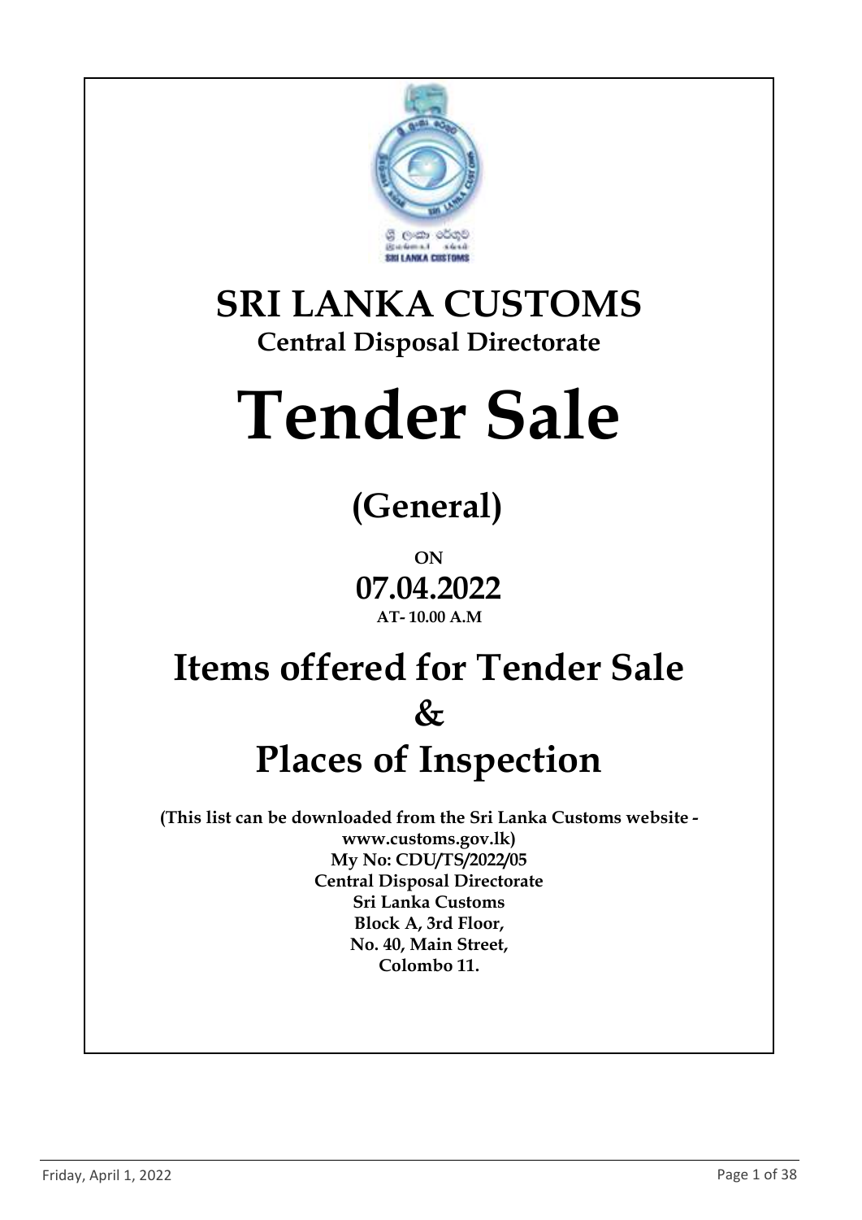# SRI LANKA CUSTOMS

## Central Disposal Directorate

# Tender Sale

## (General)

**ON**

## 07.04.2022

**AT- 10.00 A.M**

# Items offered for Tender Sale

# &

# Places of Inspection

**(This list can be downloaded from the Sri Lanka Customs website - www.customs.gov.lk)**

**My No: CDU/TS/2022/05**

**Central Disposal Directorate**

**Sri Lanka Customs**

**Block A, 3rd Floor,**

**No. 40, Main Street,**

**Colombo 11.**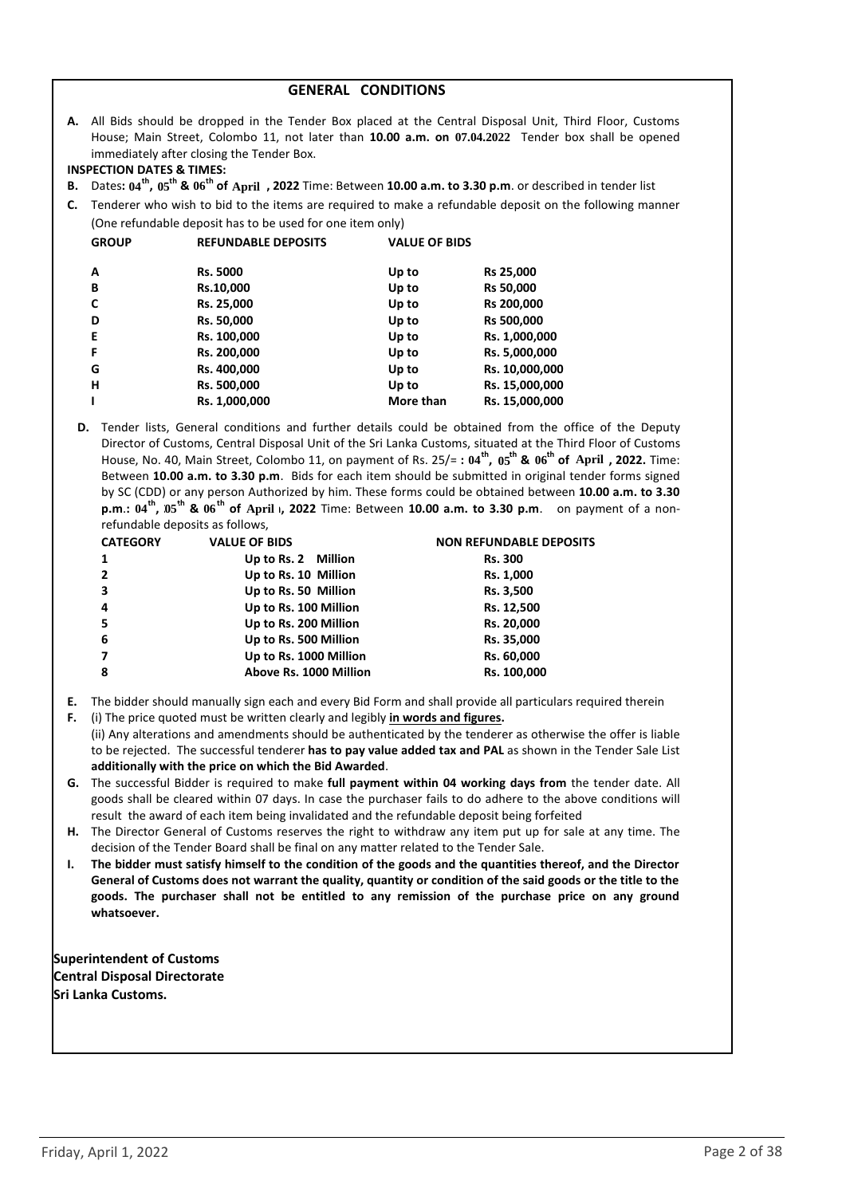## GENERAL CONDITIONS

**A.** All Bids should be dropped in the Tender Box placed at the Central Disposal Unit, Third Floor, Customs House; Main Street, Colombo 11, not later than **10.00 a.m. on 07.04.2022** Tender box shall be opened immediately after closing the Tender Box.

**INSPECTION DATES & TIMES:**

**B.** Dates**: 04th, 05th & 06th of April , 2022** Time: Between **10.00 a.m. to 3.30 p.m**. or described in tender list

**C.** Tenderer who wish to bid to the items are required to make a refundable deposit on the following manner (One refundable deposit has to be used for one item only)

| GROUP | REFUNDABLE DEPOSITS | VALUE OF BIDS | |
|---|---|---|---|
| A | Rs. 5000 | Up to | Rs 25,000 |
| B | Rs.10,000 | Up to | Rs 50,000 |
| C | Rs. 25,000 | Up to | Rs 200,000 |
| D | Rs. 50,000 | Up to | Rs 500,000 |
| E | Rs. 100,000 | Up to | Rs. 1,000,000 |
| F | Rs. 200,000 | Up to | Rs. 5,000,000 |
| G | Rs. 400,000 | Up to | Rs. 10,000,000 |
| H | Rs. 500,000 | Up to | Rs. 15,000,000 |
| I | Rs. 1,000,000 | More than | Rs. 15,000,000 |

**D.** Tender lists, General conditions and further details could be obtained from the office of the Deputy Director of Customs, Central Disposal Unit of the Sri Lanka Customs, situated at the Third Floor of Customs House, No. 40, Main Street, Colombo 11, on payment of Rs. 25/= **: 04th, 05th & 06th of April , 2022.** Time: Between **10.00 a.m. to 3.30 p.m**. Bids for each item should be submitted in original tender forms signed by SC (CDD) or any person Authorized by him. These forms could be obtained between **10.00 a.m. to 3.30 p.m.: 04th, 05th & 06th of April , 2022** Time: Between **10.00 a.m. to 3.30 p.m**. on payment of a non-refundable deposits as follows,

| CATEGORY | VALUE OF BIDS | NON REFUNDABLE DEPOSITS |
|---|---|---|
| 1 | Up to Rs. 2 Million | Rs. 300 |
| 2 | Up to Rs. 10 Million | Rs. 1,000 |
| 3 | Up to Rs. 50 Million | Rs. 3,500 |
| 4 | Up to Rs. 100 Million | Rs. 12,500 |
| 5 | Up to Rs. 200 Million | Rs. 20,000 |
| 6 | Up to Rs. 500 Million | Rs. 35,000 |
| 7 | Up to Rs. 1000 Million | Rs. 60,000 |
| 8 | Above Rs. 1000 Million | Rs. 100,000 |

**E.** The bidder should manually sign each and every Bid Form and shall provide all particulars required therein

**F.** (i) The price quoted must be written clearly and legibly **in words and figures.**
(ii) Any alterations and amendments should be authenticated by the tenderer as otherwise the offer is liable to be rejected. The successful tenderer **has to pay value added tax and PAL** as shown in the Tender Sale List **additionally with the price on which the Bid Awarded**.

**G.** The successful Bidder is required to make **full payment within 04 working days from** the tender date. All goods shall be cleared within 07 days. In case the purchaser fails to do adhere to the above conditions will result the award of each item being invalidated and the refundable deposit being forfeited

**H.** The Director General of Customs reserves the right to withdraw any item put up for sale at any time. The decision of the Tender Board shall be final on any matter related to the Tender Sale.

**I.** **The bidder must satisfy himself to the condition of the goods and the quantities thereof, and the Director General of Customs does not warrant the quality, quantity or condition of the said goods or the title to the goods. The purchaser shall not be entitled to any remission of the purchase price on any ground whatsoever.**

**Superintendent of Customs**
**Central Disposal Directorate**
**Sri Lanka Customs.**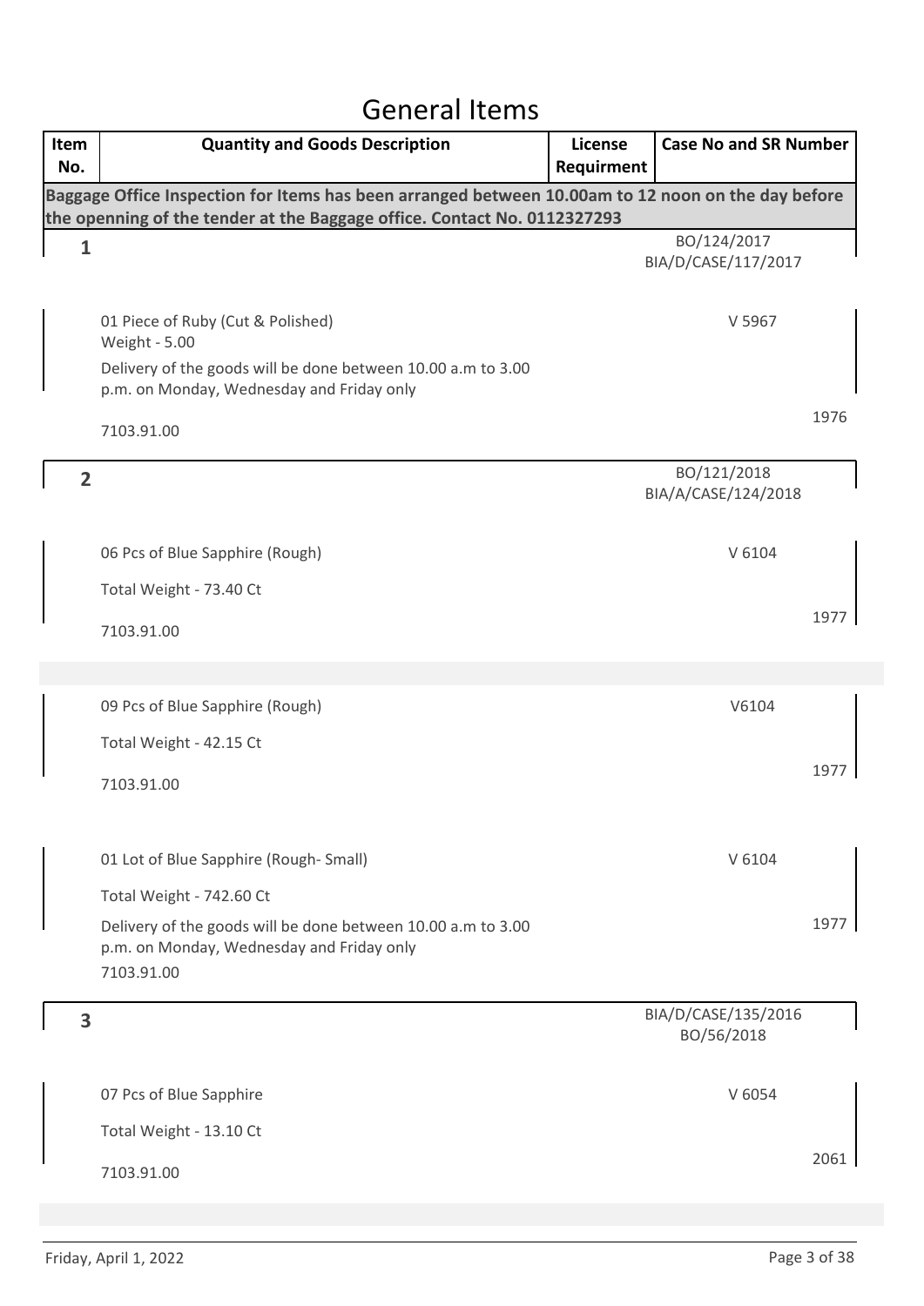# General Items

| Item No. | Quantity and Goods Description | License Requirment | Case No and SR Number |
|---|---|---|---|
| Baggage Office Inspection for Items has been arranged between 10.00am to 12 noon on the day before the openning of the tender at the Baggage office. Contact No. 0112327293 | | | |
| 1 | | | BO/124/2017 BIA/D/CASE/117/2017 |
| | 01 Piece of Ruby (Cut & Polished) Weight - 5.00 Delivery of the goods will be done between 10.00 a.m to 3.00 p.m. on Monday, Wednesday and Friday only 7103.91.00 | | V 5967 1976 |
| 2 | | | BO/121/2018 BIA/A/CASE/124/2018 |
| | 06 Pcs of Blue Sapphire (Rough) Total Weight - 73.40 Ct 7103.91.00 | | V 6104 1977 |
| | 09 Pcs of Blue Sapphire (Rough) Total Weight - 42.15 Ct 7103.91.00 | | V6104 1977 |
| | 01 Lot of Blue Sapphire (Rough- Small) Total Weight - 742.60 Ct Delivery of the goods will be done between 10.00 a.m to 3.00 p.m. on Monday, Wednesday and Friday only 7103.91.00 | | V 6104 1977 |
| 3 | | | BIA/D/CASE/135/2016 BO/56/2018 |
| | 07 Pcs of Blue Sapphire Total Weight - 13.10 Ct 7103.91.00 | | V 6054 2061 |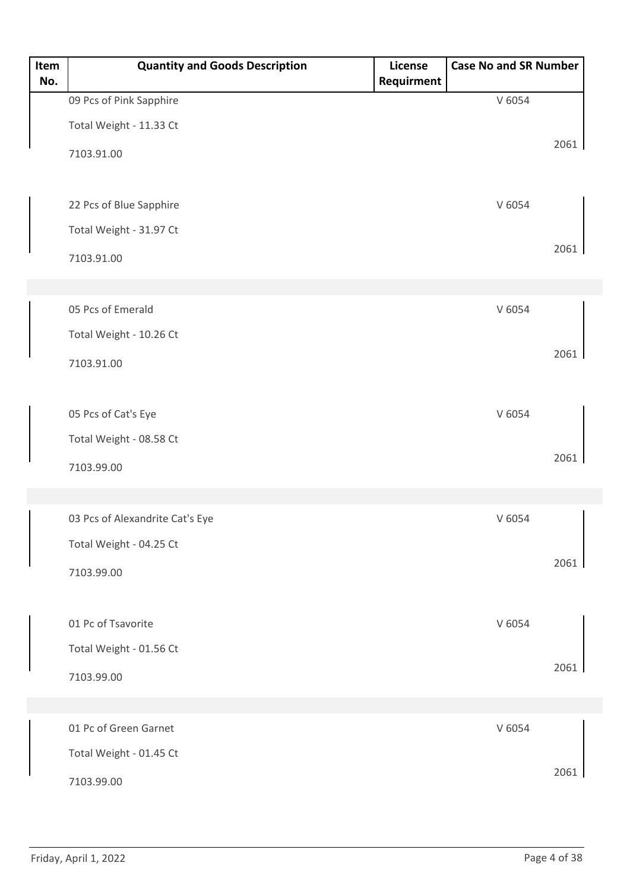| Item No. | Quantity and Goods Description | License Requirment | Case No and SR Number |
|---|---|---|---|
| | 09 Pcs of Pink Sapphire<br>Total Weight - 11.33 Ct<br>7103.91.00 | | V 6054<br>2061 |
| | 22 Pcs of Blue Sapphire<br>Total Weight - 31.97 Ct<br>7103.91.00 | | V 6054<br>2061 |
| | 05 Pcs of Emerald<br>Total Weight - 10.26 Ct<br>7103.91.00 | | V 6054<br>2061 |
| | 05 Pcs of Cat's Eye<br>Total Weight - 08.58 Ct<br>7103.99.00 | | V 6054<br>2061 |
| | 03 Pcs of Alexandrite Cat's Eye<br>Total Weight - 04.25 Ct<br>7103.99.00 | | V 6054<br>2061 |
| | 01 Pc of Tsavorite<br>Total Weight - 01.56 Ct<br>7103.99.00 | | V 6054<br>2061 |
| | 01 Pc of Green Garnet<br>Total Weight - 01.45 Ct<br>7103.99.00 | | V 6054<br>2061 |

Friday, April 1, 2022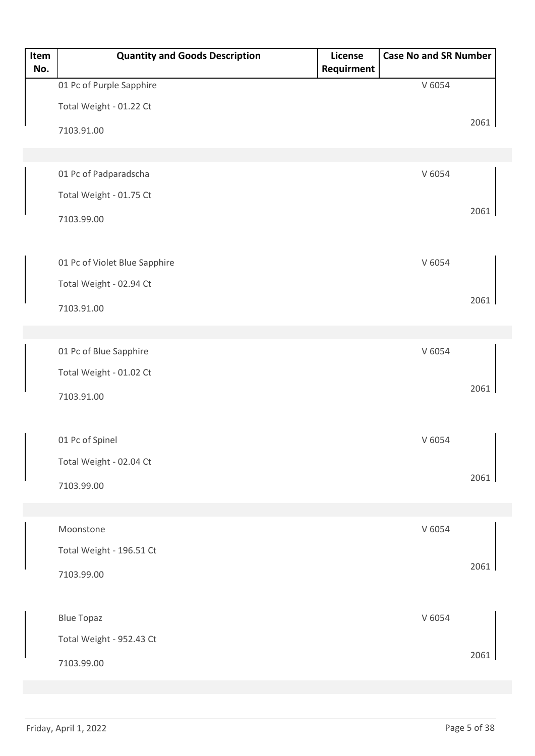| Item No. | Quantity and Goods Description | License Requirment | Case No and SR Number |
|---|---|---|---|
| | 01 Pc of Purple Sapphire<br>Total Weight - 01.22 Ct<br>7103.91.00 | | V 6054<br>2061 |
| | 01 Pc of Padparadscha<br>Total Weight - 01.75 Ct<br>7103.99.00 | | V 6054<br>2061 |
| | 01 Pc of Violet Blue Sapphire<br>Total Weight - 02.94 Ct<br>7103.91.00 | | V 6054<br>2061 |
| | 01 Pc of Blue Sapphire<br>Total Weight - 01.02 Ct<br>7103.91.00 | | V 6054<br>2061 |
| | 01 Pc of Spinel<br>Total Weight - 02.04 Ct<br>7103.99.00 | | V 6054<br>2061 |
| | Moonstone<br>Total Weight - 196.51 Ct<br>7103.99.00 | | V 6054<br>2061 |
| | Blue Topaz<br>Total Weight - 952.43 Ct<br>7103.99.00 | | V 6054<br>2061 |

Friday, April 1, 2022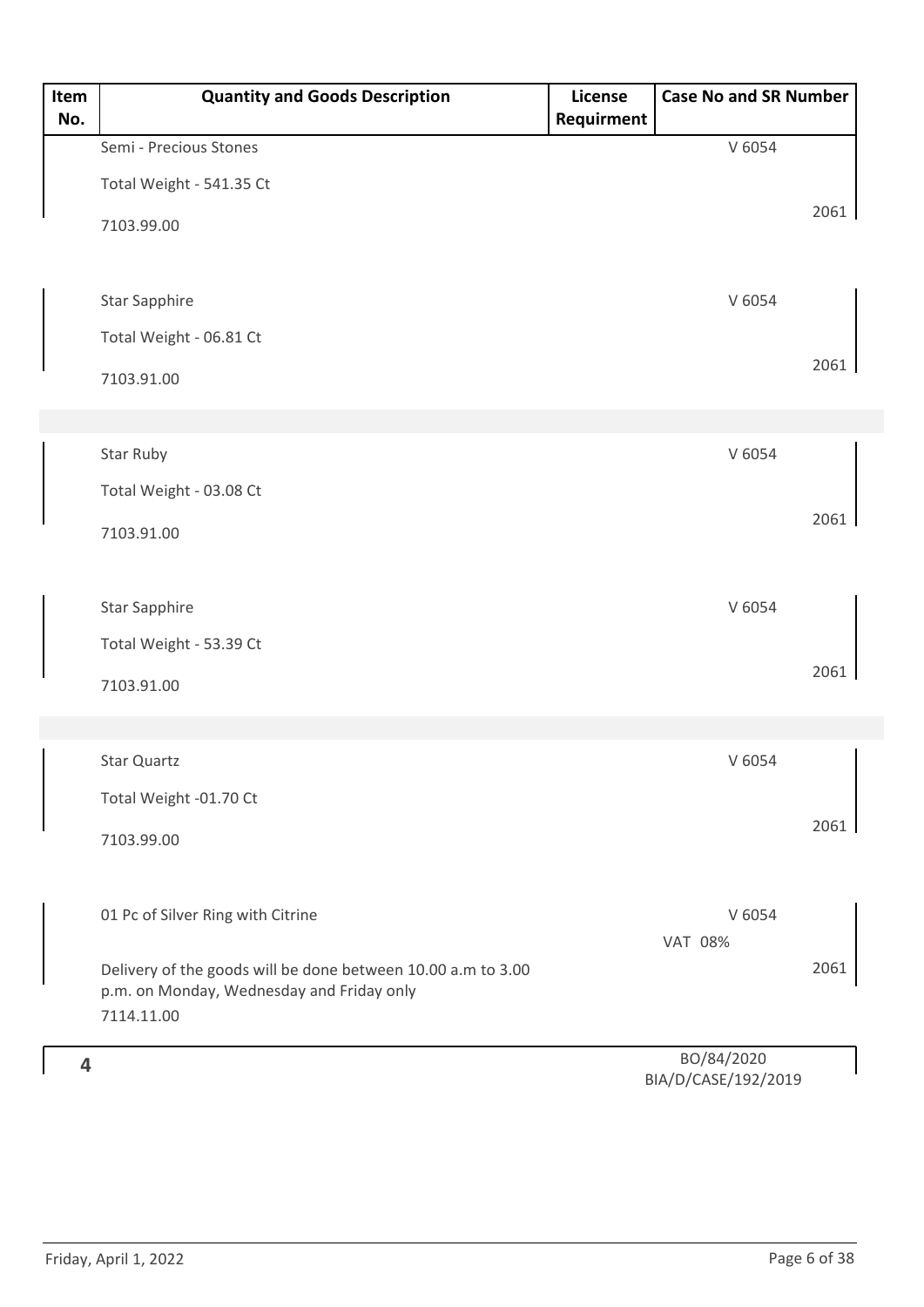| Item No. | Quantity and Goods Description | License Requirment | Case No and SR Number |
|---|---|---|---|
| | Semi - Precious Stones<br>Total Weight - 541.35 Ct<br>7103.99.00 | | V 6054<br>2061 |
| | Star Sapphire<br>Total Weight - 06.81 Ct<br>7103.91.00 | | V 6054<br>2061 |
| | Star Ruby<br>Total Weight - 03.08 Ct<br>7103.91.00 | | V 6054<br>2061 |
| | Star Sapphire<br>Total Weight - 53.39 Ct<br>7103.91.00 | | V 6054<br>2061 |
| | Star Quartz<br>Total Weight -01.70 Ct<br>7103.99.00 | | V 6054<br>2061 |
| | 01 Pc of Silver Ring with Citrine<br>Delivery of the goods will be done between 10.00 a.m to 3.00 p.m. on Monday, Wednesday and Friday only<br>7114.11.00 | | V 6054<br>VAT 08%<br>2061 |
| 4 | | | BO/84/2020<br>BIA/D/CASE/192/2019 |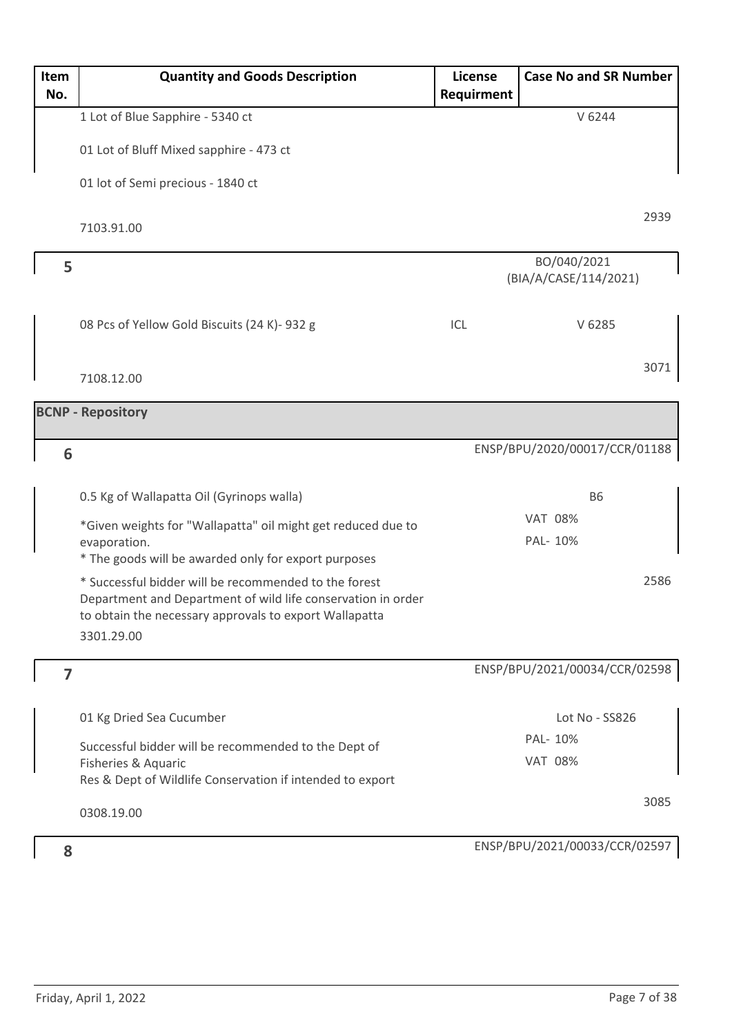| Item No. | Quantity and Goods Description | License Requirment | Case No and SR Number |
|---|---|---|---|
| | 1 Lot of Blue Sapphire - 5340 ct<br><br>01 Lot of Bluff Mixed sapphire - 473 ct<br><br>01 lot of Semi precious - 1840 ct<br><br>7103.91.00 | | V 6244<br><br>2939 |
| 5 | | | BO/040/2021 (BIA/A/CASE/114/2021) |
| | 08 Pcs of Yellow Gold Biscuits (24 K)- 932 g<br><br>7108.12.00 | ICL | V 6285<br><br>3071 |
| **BCNP - Repository** | | | |
| 6 | | | ENSP/BPU/2020/00017/CCR/01188 |
| | 0.5 Kg of Wallapatta Oil (Gyrinops walla)<br><br>*Given weights for "Wallapatta" oil might get reduced due to evaporation.<br>* The goods will be awarded only for export purposes<br><br>* Successful bidder will be recommended to the forest Department and Department of wild life conservation in order to obtain the necessary approvals to export Wallapatta<br>3301.29.00 | | B6<br>VAT 08%<br>PAL- 10%<br><br>2586 |
| 7 | | | ENSP/BPU/2021/00034/CCR/02598 |
| | 01 Kg Dried Sea Cucumber<br><br>Successful bidder will be recommended to the Dept of Fisheries & Aquaric<br>Res & Dept of Wildlife Conservation if intended to export<br><br>0308.19.00 | | Lot No - SS826<br>PAL- 10%<br>VAT 08%<br><br>3085 |
| 8 | | | ENSP/BPU/2021/00033/CCR/02597 |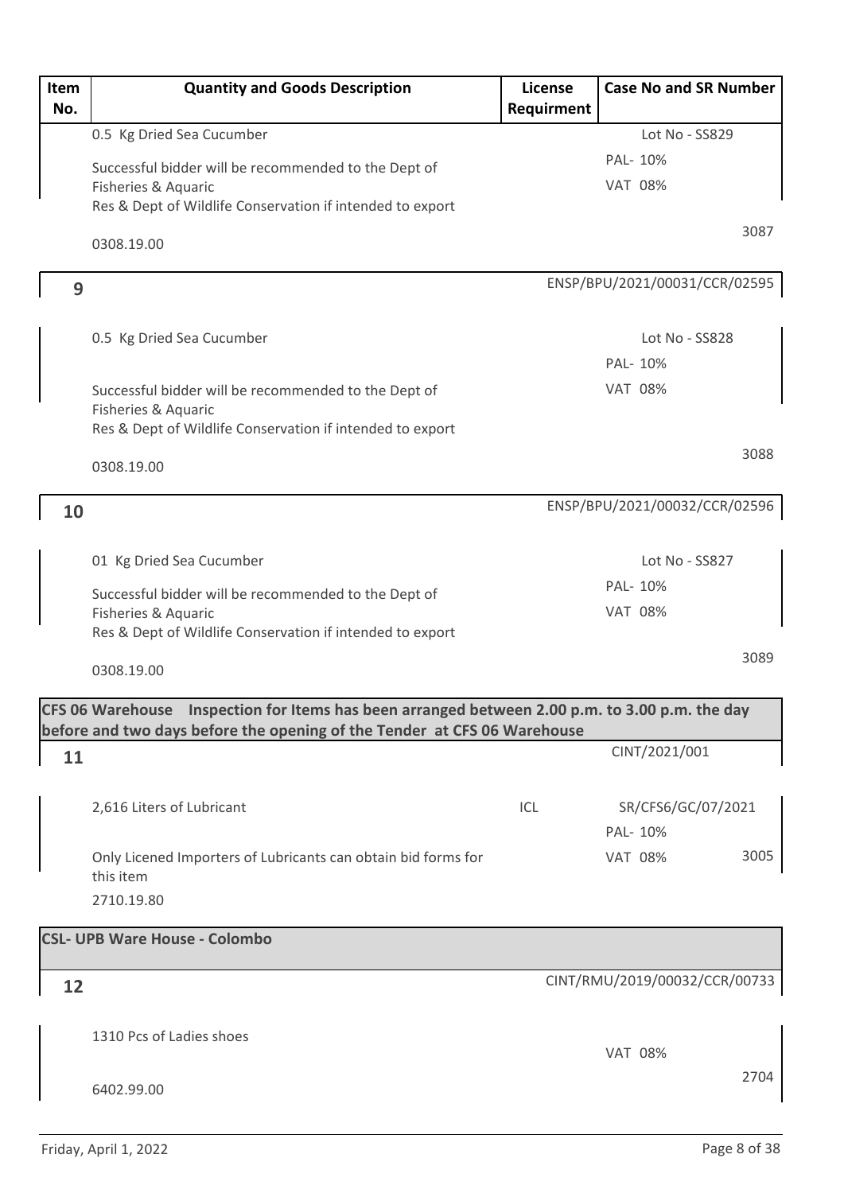| Item No. | Quantity and Goods Description | License Requirment | Case No and SR Number |
|---|---|---|---|
| | 0.5 Kg Dried Sea Cucumber<br><br>Successful bidder will be recommended to the Dept of Fisheries & Aquaric Res & Dept of Wildlife Conservation if intended to export<br><br>0308.19.00 | | Lot No - SS829<br>PAL- 10%<br>VAT 08%<br>3087 |
| **9** | | | ENSP/BPU/2021/00031/CCR/02595 |
| | 0.5 Kg Dried Sea Cucumber<br><br>Successful bidder will be recommended to the Dept of Fisheries & Aquaric Res & Dept of Wildlife Conservation if intended to export<br><br>0308.19.00 | | Lot No - SS828<br>PAL- 10%<br>VAT 08%<br>3088 |
| **10** | | | ENSP/BPU/2021/00032/CCR/02596 |
| | 01 Kg Dried Sea Cucumber<br><br>Successful bidder will be recommended to the Dept of Fisheries & Aquaric Res & Dept of Wildlife Conservation if intended to export<br><br>0308.19.00 | | Lot No - SS827<br>PAL- 10%<br>VAT 08%<br>3089 |
| **CFS 06 Warehouse Inspection for Items has been arranged between 2.00 p.m. to 3.00 p.m. the day before and two days before the opening of the Tender at CFS 06 Warehouse** | | | |
| **11** | | | CINT/2021/001 |
| | 2,616 Liters of Lubricant<br><br>Only Licened Importers of Lubricants can obtain bid forms for this item<br>2710.19.80 | ICL | SR/CFS6/GC/07/2021<br>PAL- 10%<br>VAT 08%<br>3005 |
| **CSL- UPB Ware House - Colombo** | | | |
| **12** | | | CINT/RMU/2019/00032/CCR/00733 |
| | 1310 Pcs of Ladies shoes<br><br>6402.99.00 | | VAT 08%<br>2704 |

Friday, April 1, 2022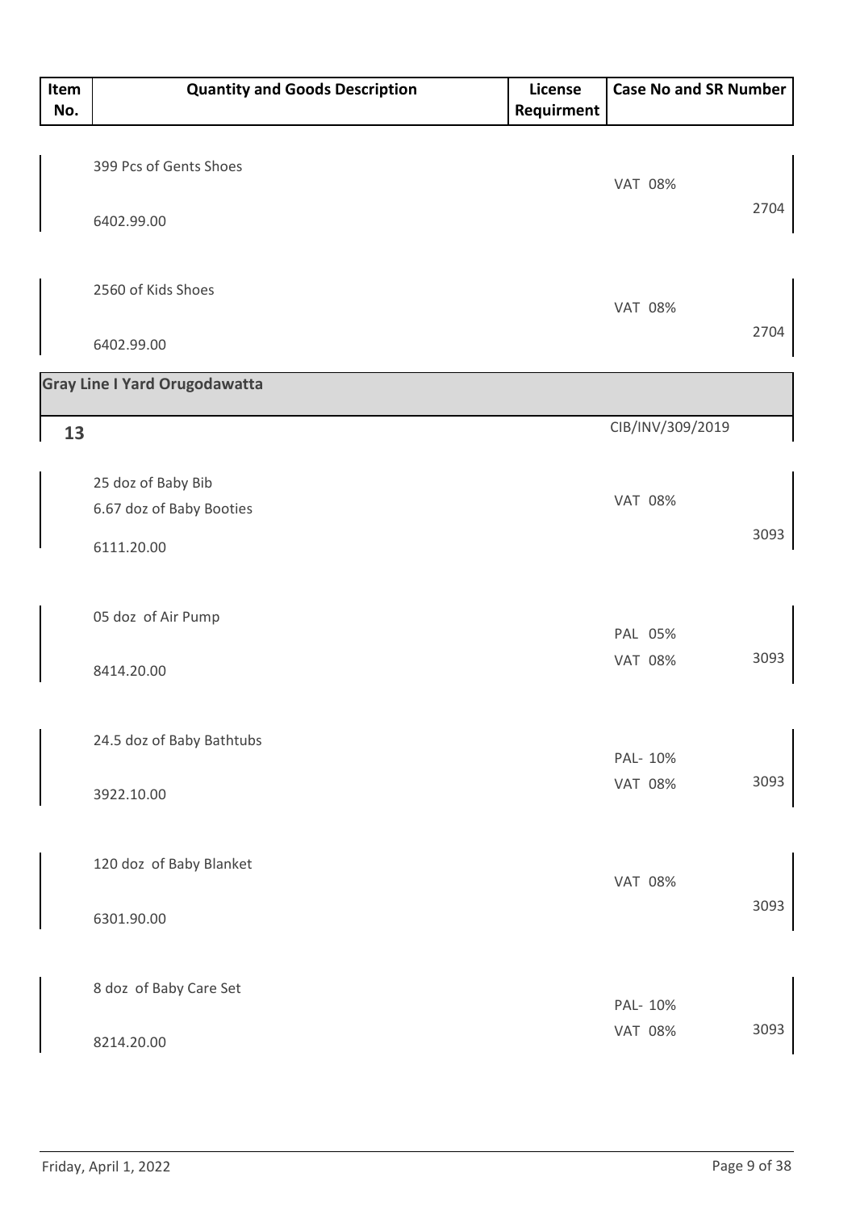| Item No. | Quantity and Goods Description | License Requirment | Case No and SR Number |
|---|---|---|---|
| | 399 Pcs of Gents Shoes<br>6402.99.00 | | VAT 08%<br>2704 |
| | 2560 of Kids Shoes<br>6402.99.00 | | VAT 08%<br>2704 |
| **Gray Line I Yard Orugodawatta** | | | |
| **13** | | | CIB/INV/309/2019 |
| | 25 doz of Baby Bib<br>6.67 doz of Baby Booties<br>6111.20.00 | | VAT 08%<br>3093 |
| | 05 doz of Air Pump<br>8414.20.00 | | PAL 05%<br>VAT 08%<br>3093 |
| | 24.5 doz of Baby Bathtubs<br>3922.10.00 | | PAL- 10%<br>VAT 08%<br>3093 |
| | 120 doz of Baby Blanket<br>6301.90.00 | | VAT 08%<br>3093 |
| | 8 doz of Baby Care Set<br>8214.20.00 | | PAL- 10%<br>VAT 08%<br>3093 |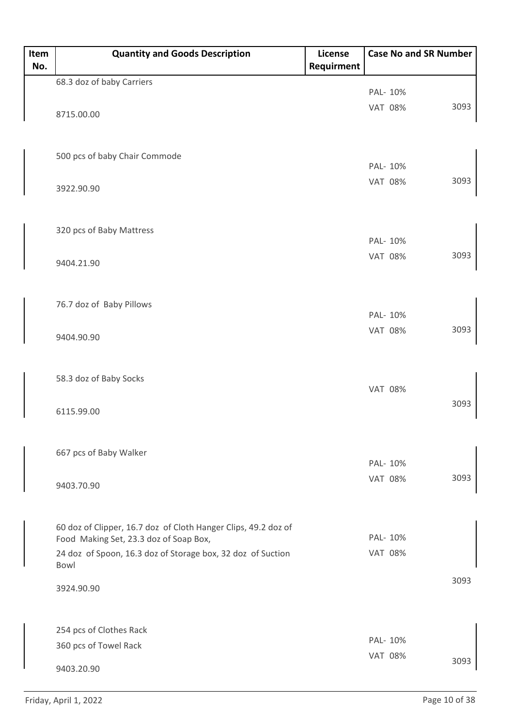| Item No. | Quantity and Goods Description | License Requirment | Case No and SR Number | |
|---|---|---|---|---|
| | 68.3 doz of baby Carriers<br>8715.00.00 | | PAL- 10%<br>VAT 08% | 3093 |
| | 500 pcs of baby Chair Commode<br>3922.90.90 | | PAL- 10%<br>VAT 08% | 3093 |
| | 320 pcs of Baby Mattress<br>9404.21.90 | | PAL- 10%<br>VAT 08% | 3093 |
| | 76.7 doz of Baby Pillows<br>9404.90.90 | | PAL- 10%<br>VAT 08% | 3093 |
| | 58.3 doz of Baby Socks<br>6115.99.00 | | VAT 08% | 3093 |
| | 667 pcs of Baby Walker<br>9403.70.90 | | PAL- 10%<br>VAT 08% | 3093 |
| | 60 doz of Clipper, 16.7 doz of Cloth Hanger Clips, 49.2 doz of Food Making Set, 23.3 doz of Soap Box,<br>24 doz of Spoon, 16.3 doz of Storage box, 32 doz of Suction Bowl<br>3924.90.90 | | PAL- 10%<br>VAT 08% | 3093 |
| | 254 pcs of Clothes Rack<br>360 pcs of Towel Rack<br>9403.20.90 | | PAL- 10%<br>VAT 08% | 3093 |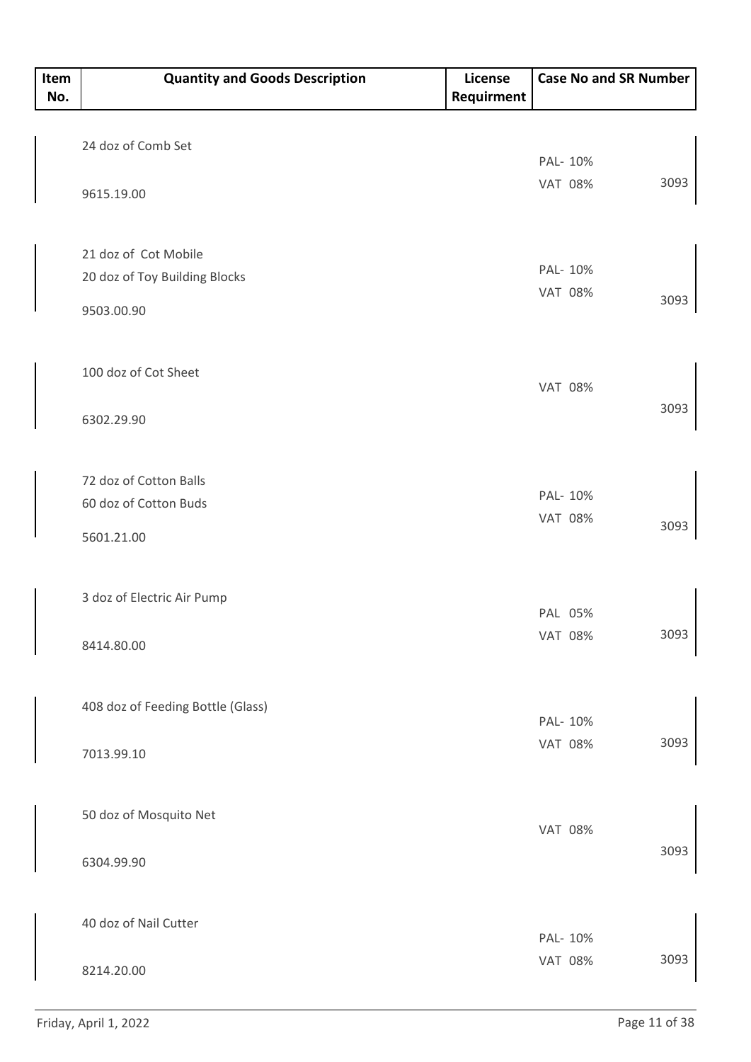| Item No. | Quantity and Goods Description | License Requirment | Case No and SR Number |
|---|---|---|---|
| | 24 doz of Comb Set<br>9615.19.00 | | PAL- 10%<br>VAT 08% 3093 |
| | 21 doz of Cot Mobile<br>20 doz of Toy Building Blocks<br>9503.00.90 | | PAL- 10%<br>VAT 08% 3093 |
| | 100 doz of Cot Sheet<br>6302.29.90 | | VAT 08% 3093 |
| | 72 doz of Cotton Balls<br>60 doz of Cotton Buds<br>5601.21.00 | | PAL- 10%<br>VAT 08% 3093 |
| | 3 doz of Electric Air Pump<br>8414.80.00 | | PAL 05%<br>VAT 08% 3093 |
| | 408 doz of Feeding Bottle (Glass)<br>7013.99.10 | | PAL- 10%<br>VAT 08% 3093 |
| | 50 doz of Mosquito Net<br>6304.99.90 | | VAT 08% 3093 |
| | 40 doz of Nail Cutter<br>8214.20.00 | | PAL- 10%<br>VAT 08% 3093 |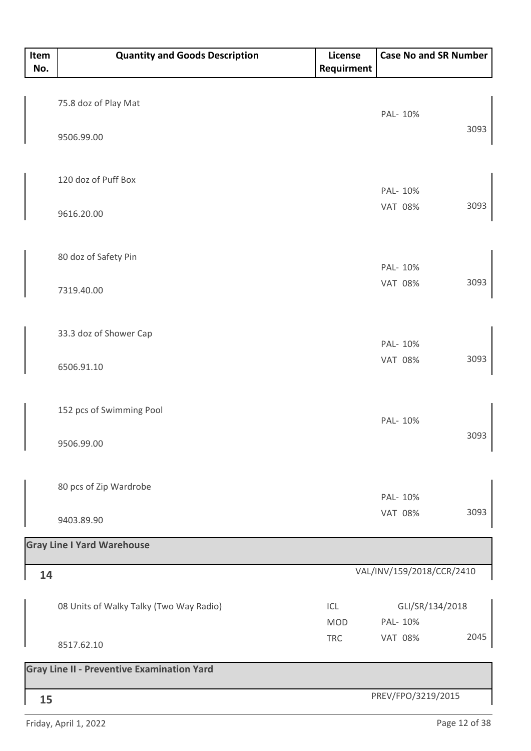| Item No. | Quantity and Goods Description | License Requirment | Case No and SR Number |
|---|---|---|---|
| | 75.8 doz of Play Mat<br>9506.99.00 | | PAL- 10%<br>3093 |
| | 120 doz of Puff Box<br>9616.20.00 | | PAL- 10%<br>VAT 08%<br>3093 |
| | 80 doz of Safety Pin<br>7319.40.00 | | PAL- 10%<br>VAT 08%<br>3093 |
| | 33.3 doz of Shower Cap<br>6506.91.10 | | PAL- 10%<br>VAT 08%<br>3093 |
| | 152 pcs of Swimming Pool<br>9506.99.00 | | PAL- 10%<br>3093 |
| | 80 pcs of Zip Wardrobe<br>9403.89.90 | | PAL- 10%<br>VAT 08%<br>3093 |
| **Gray Line I Yard Warehouse** | | | |
| **14** | | | VAL/INV/159/2018/CCR/2410 |
| | 08 Units of Walky Talky (Two Way Radio)<br>8517.62.10 | ICL<br>MOD<br>TRC | GLI/SR/134/2018<br>PAL- 10%<br>VAT 08%<br>2045 |
| **Gray Line II - Preventive Examination Yard** | | | |
| **15** | | | PREV/FPO/3219/2015 |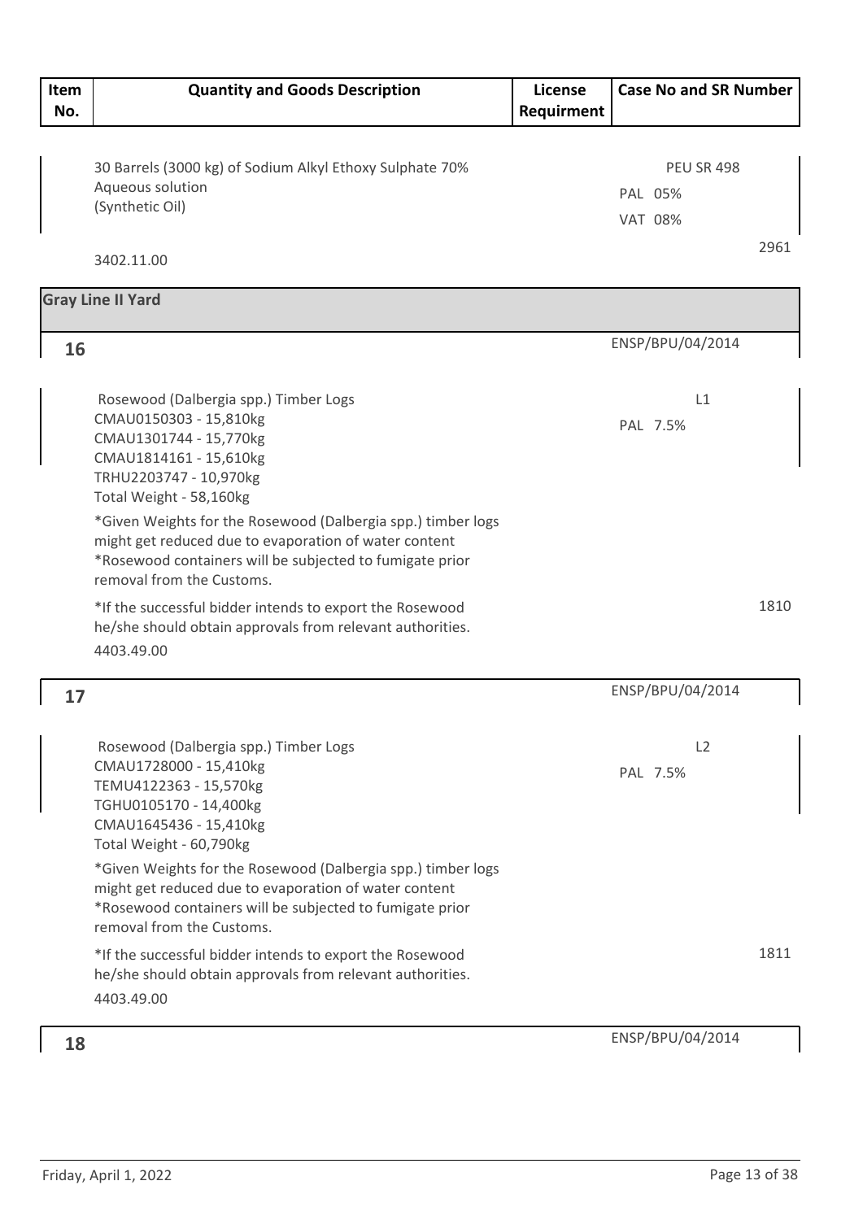| Item No. | Quantity and Goods Description | License Requirment | Case No and SR Number |
|---|---|---|---|
| | 30 Barrels (3000 kg) of Sodium Alkyl Ethoxy Sulphate 70% Aqueous solution (Synthetic Oil)<br>3402.11.00 | | PEU SR 498<br>PAL 05%<br>VAT 08%<br>2961 |
| **Gray Line II Yard** | | | |
| 16 | Rosewood (Dalbergia spp.) Timber Logs<br>CMAU0150303 - 15,810kg<br>CMAU1301744 - 15,770kg<br>CMAU1814161 - 15,610kg<br>TRHU2203747 - 10,970kg<br>Total Weight - 58,160kg<br>*Given Weights for the Rosewood (Dalbergia spp.) timber logs might get reduced due to evaporation of water content<br>*Rosewood containers will be subjected to fumigate prior removal from the Customs.<br>*If the successful bidder intends to export the Rosewood he/she should obtain approvals from relevant authorities.<br>4403.49.00 | | ENSP/BPU/04/2014<br>L1<br>PAL 7.5%<br>1810 |
| 17 | Rosewood (Dalbergia spp.) Timber Logs<br>CMAU1728000 - 15,410kg<br>TEMU4122363 - 15,570kg<br>TGHU0105170 - 14,400kg<br>CMAU1645436 - 15,410kg<br>Total Weight - 60,790kg<br>*Given Weights for the Rosewood (Dalbergia spp.) timber logs might get reduced due to evaporation of water content<br>*Rosewood containers will be subjected to fumigate prior removal from the Customs.<br>*If the successful bidder intends to export the Rosewood he/she should obtain approvals from relevant authorities.<br>4403.49.00 | | ENSP/BPU/04/2014<br>L2<br>PAL 7.5%<br>1811 |
| 18 | | | ENSP/BPU/04/2014 |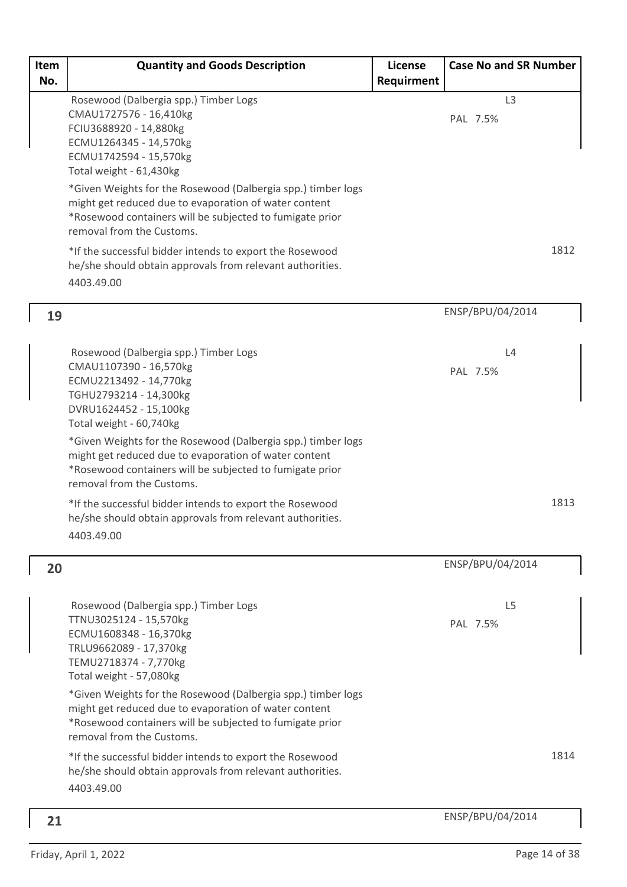| Item No. | Quantity and Goods Description | License Requirment | Case No and SR Number |
|---|---|---|---|
| | Rosewood (Dalbergia spp.) Timber Logs<br>CMAU1727576 - 16,410kg<br>FCIU3688920 - 14,880kg<br>ECMU1264345 - 14,570kg<br>ECMU1742594 - 15,570kg<br>Total weight - 61,430kg<br>*Given Weights for the Rosewood (Dalbergia spp.) timber logs might get reduced due to evaporation of water content<br>*Rosewood containers will be subjected to fumigate prior removal from the Customs.<br>*If the successful bidder intends to export the Rosewood he/she should obtain approvals from relevant authorities.<br>4403.49.00 | | L3<br>PAL 7.5%<br>1812 |
| 19 | | | ENSP/BPU/04/2014 |
| | Rosewood (Dalbergia spp.) Timber Logs<br>CMAU1107390 - 16,570kg<br>ECMU2213492 - 14,770kg<br>TGHU2793214 - 14,300kg<br>DVRU1624452 - 15,100kg<br>Total weight - 60,740kg<br>*Given Weights for the Rosewood (Dalbergia spp.) timber logs might get reduced due to evaporation of water content<br>*Rosewood containers will be subjected to fumigate prior removal from the Customs.<br>*If the successful bidder intends to export the Rosewood he/she should obtain approvals from relevant authorities.<br>4403.49.00 | | L4<br>PAL 7.5%<br>1813 |
| 20 | | | ENSP/BPU/04/2014 |
| | Rosewood (Dalbergia spp.) Timber Logs<br>TTNU3025124 - 15,570kg<br>ECMU1608348 - 16,370kg<br>TRLU9662089 - 17,370kg<br>TEMU2718374 - 7,770kg<br>Total weight - 57,080kg<br>*Given Weights for the Rosewood (Dalbergia spp.) timber logs might get reduced due to evaporation of water content<br>*Rosewood containers will be subjected to fumigate prior removal from the Customs.<br>*If the successful bidder intends to export the Rosewood he/she should obtain approvals from relevant authorities.<br>4403.49.00 | | L5<br>PAL 7.5%<br>1814 |
| 21 | | | ENSP/BPU/04/2014 |

Friday, April 1, 2022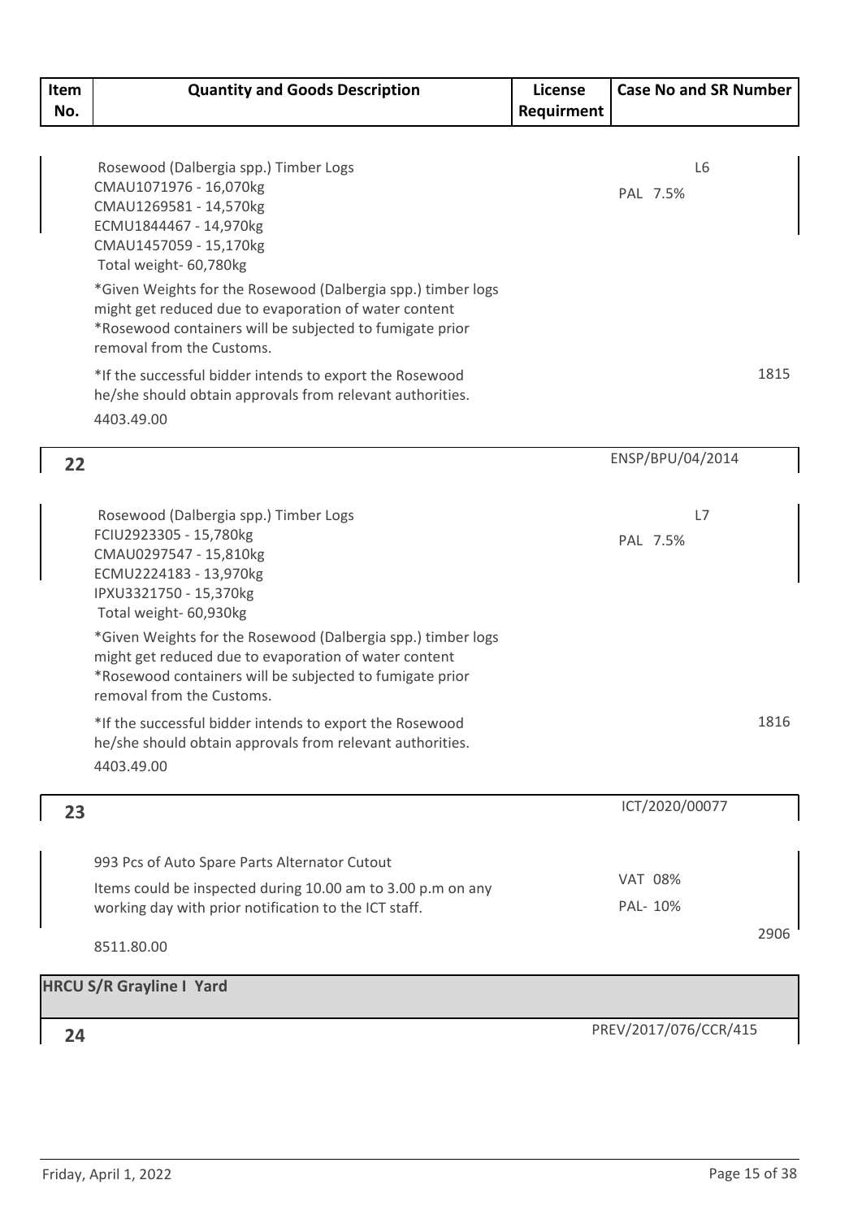| Item No. | Quantity and Goods Description | License Requirment | Case No and SR Number |
|---|---|---|---|
| | Rosewood (Dalbergia spp.) Timber Logs<br>CMAU1071976 - 16,070kg<br>CMAU1269581 - 14,570kg<br>ECMU1844467 - 14,970kg<br>CMAU1457059 - 15,170kg<br>Total weight- 60,780kg<br>*Given Weights for the Rosewood (Dalbergia spp.) timber logs might get reduced due to evaporation of water content<br>*Rosewood containers will be subjected to fumigate prior removal from the Customs.<br>*If the successful bidder intends to export the Rosewood he/she should obtain approvals from relevant authorities.<br>4403.49.00 | | L6<br>PAL 7.5%<br>1815 |
| 22 | | | ENSP/BPU/04/2014 |
| | Rosewood (Dalbergia spp.) Timber Logs<br>FCIU2923305 - 15,780kg<br>CMAU0297547 - 15,810kg<br>ECMU2224183 - 13,970kg<br>IPXU3321750 - 15,370kg<br>Total weight- 60,930kg<br>*Given Weights for the Rosewood (Dalbergia spp.) timber logs might get reduced due to evaporation of water content<br>*Rosewood containers will be subjected to fumigate prior removal from the Customs.<br>*If the successful bidder intends to export the Rosewood he/she should obtain approvals from relevant authorities.<br>4403.49.00 | | L7<br>PAL 7.5%<br>1816 |
| 23 | | | ICT/2020/00077 |
| | 993 Pcs of Auto Spare Parts Alternator Cutout<br>Items could be inspected during 10.00 am to 3.00 p.m on any working day with prior notification to the ICT staff.<br>8511.80.00 | | VAT 08%<br>PAL- 10%<br>2906 |
| **HRCU S/R Grayline I Yard** | | | |
| 24 | | | PREV/2017/076/CCR/415 |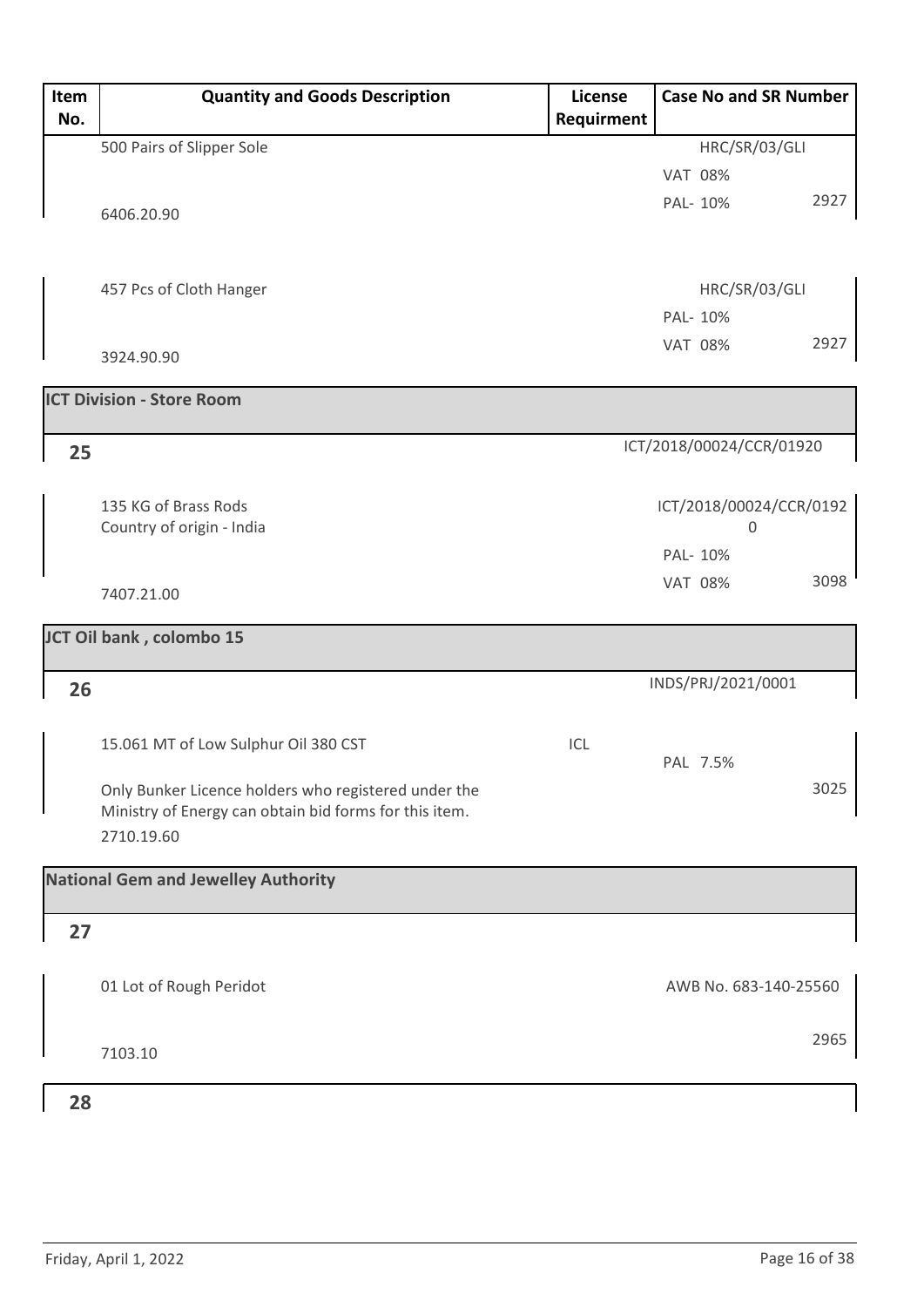| Item No. | Quantity and Goods Description | License Requirment | Case No and SR Number |
|---|---|---|---|
| | 500 Pairs of Slipper Sole<br>6406.20.90 | | HRC/SR/03/GLI<br>VAT 08%<br>PAL- 10%<br>2927 |
| | 457 Pcs of Cloth Hanger<br>3924.90.90 | | HRC/SR/03/GLI<br>PAL- 10%<br>VAT 08%<br>2927 |
| **ICT Division - Store Room** | | | |
| **25** | | | ICT/2018/00024/CCR/01920 |
| | 135 KG of Brass Rods<br>Country of origin - India<br>7407.21.00 | | ICT/2018/00024/CCR/01920<br>PAL- 10%<br>VAT 08%<br>3098 |
| **JCT Oil bank , colombo 15** | | | |
| **26** | | | INDS/PRJ/2021/0001 |
| | 15.061 MT of Low Sulphur Oil 380 CST<br>Only Bunker Licence holders who registered under the Ministry of Energy can obtain bid forms for this item.<br>2710.19.60 | ICL | PAL 7.5%<br>3025 |
| **National Gem and Jewelley Authority** | | | |
| **27** | | | |
| | 01 Lot of Rough Peridot<br>7103.10 | | AWB No. 683-140-25560<br>2965 |
| **28** | | | |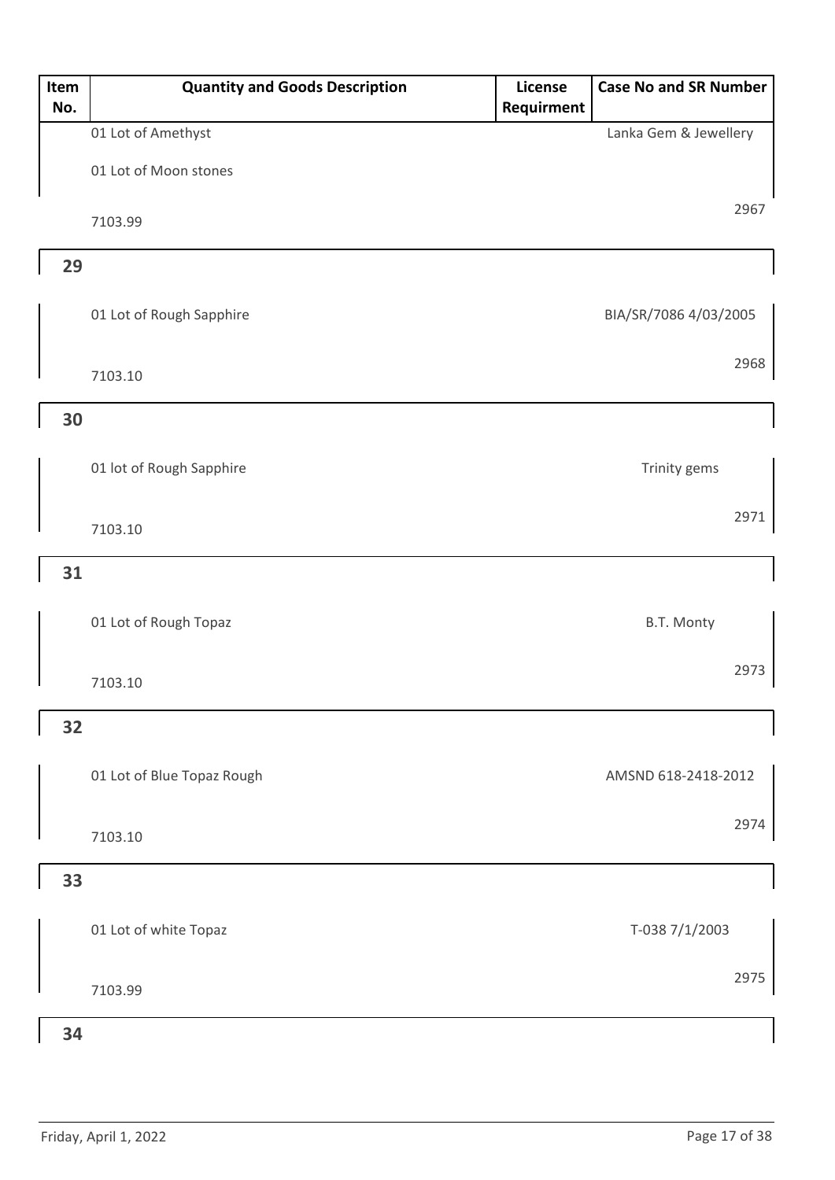| Item No. | Quantity and Goods Description | License Requirment | Case No and SR Number |
| --- | --- | --- | --- |
| | 01 Lot of Amethyst<br>01 Lot of Moon stones<br>7103.99 | | Lanka Gem & Jewellery<br>2967 |
| 29 | 01 Lot of Rough Sapphire<br>7103.10 | | BIA/SR/7086 4/03/2005<br>2968 |
| 30 | 01 lot of Rough Sapphire<br>7103.10 | | Trinity gems<br>2971 |
| 31 | 01 Lot of Rough Topaz<br>7103.10 | | B.T. Monty<br>2973 |
| 32 | 01 Lot of Blue Topaz Rough<br>7103.10 | | AMSND 618-2418-2012<br>2974 |
| 33 | 01 Lot of white Topaz<br>7103.99 | | T-038 7/1/2003<br>2975 |
| 34 | | | |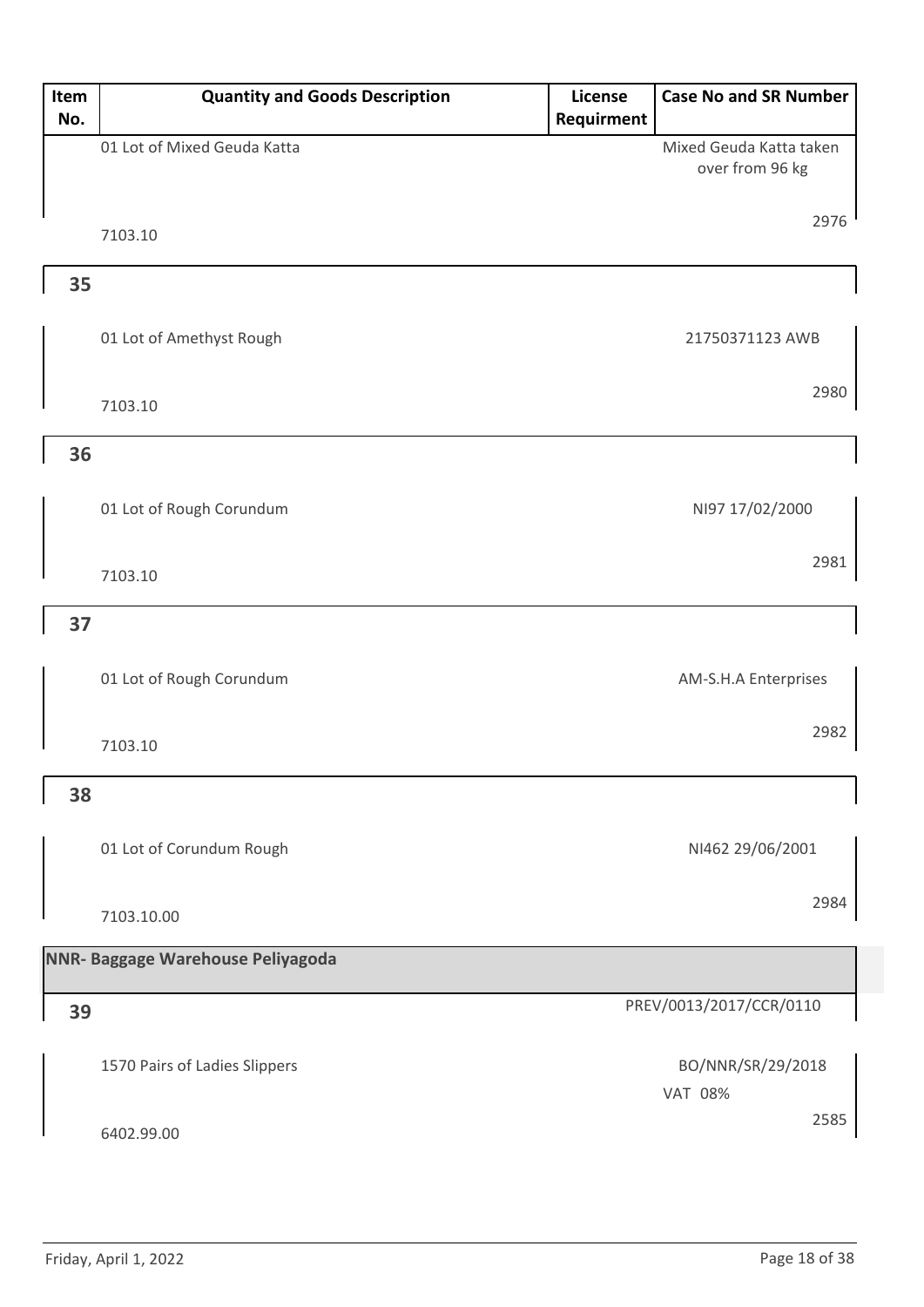| Item No. | Quantity and Goods Description | License Requirment | Case No and SR Number |
|---|---|---|---|
| | 01 Lot of Mixed Geuda Katta<br>7103.10 | | Mixed Geuda Katta taken over from 96 kg<br>2976 |
| 35 | 01 Lot of Amethyst Rough<br>7103.10 | | 21750371123 AWB<br>2980 |
| 36 | 01 Lot of Rough Corundum<br>7103.10 | | NI97 17/02/2000<br>2981 |
| 37 | 01 Lot of Rough Corundum<br>7103.10 | | AM-S.H.A Enterprises<br>2982 |
| 38 | 01 Lot of Corundum Rough<br>7103.10.00 | | NI462 29/06/2001<br>2984 |
| **NNR- Baggage Warehouse Peliyagoda** | | | |
| 39 | 1570 Pairs of Ladies Slippers<br>6402.99.00 | | PREV/0013/2017/CCR/0110<br>BO/NNR/SR/29/2018<br>VAT 08%<br>2585 |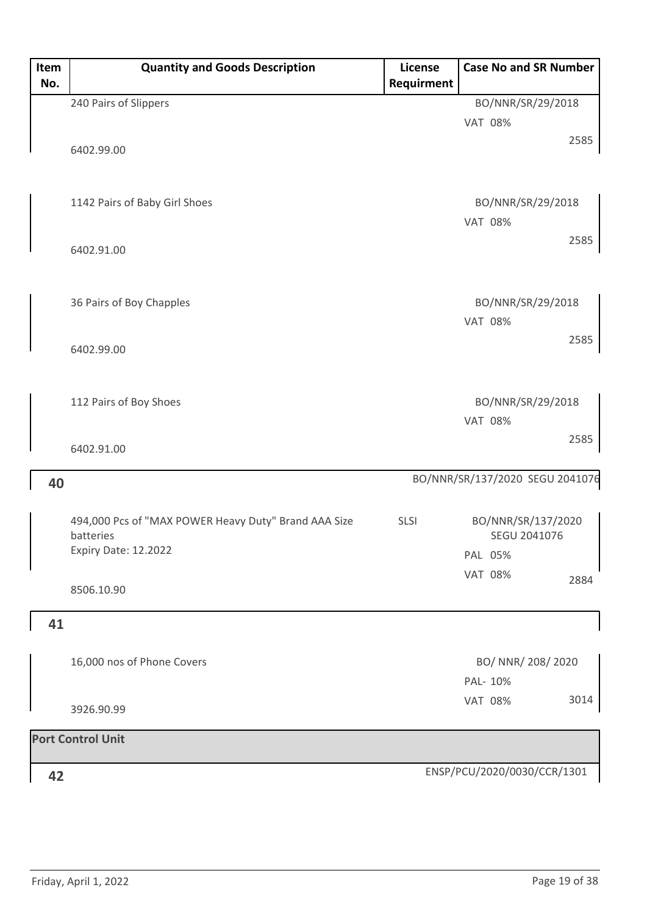| Item No. | Quantity and Goods Description | License Requirment | Case No and SR Number |
|---|---|---|---|
| | 240 Pairs of Slippers<br>6402.99.00 | | BO/NNR/SR/29/2018<br>VAT 08%<br>2585 |
| | 1142 Pairs of Baby Girl Shoes<br>6402.91.00 | | BO/NNR/SR/29/2018<br>VAT 08%<br>2585 |
| | 36 Pairs of Boy Chapples<br>6402.99.00 | | BO/NNR/SR/29/2018<br>VAT 08%<br>2585 |
| | 112 Pairs of Boy Shoes<br>6402.91.00 | | BO/NNR/SR/29/2018<br>VAT 08%<br>2585 |
| **40** | | | BO/NNR/SR/137/2020 SEGU 2041076 |
| | 494,000 Pcs of "MAX POWER Heavy Duty" Brand AAA Size batteries<br>Expiry Date: 12.2022<br>8506.10.90 | SLSI | BO/NNR/SR/137/2020<br>SEGU 2041076<br>PAL 05%<br>VAT 08%<br>2884 |
| **41** | | | |
| | 16,000 nos of Phone Covers<br>3926.90.99 | | BO/ NNR/ 208/ 2020<br>PAL- 10%<br>VAT 08%<br>3014 |
| **Port Control Unit** | | | |
| **42** | | | ENSP/PCU/2020/0030/CCR/1301 |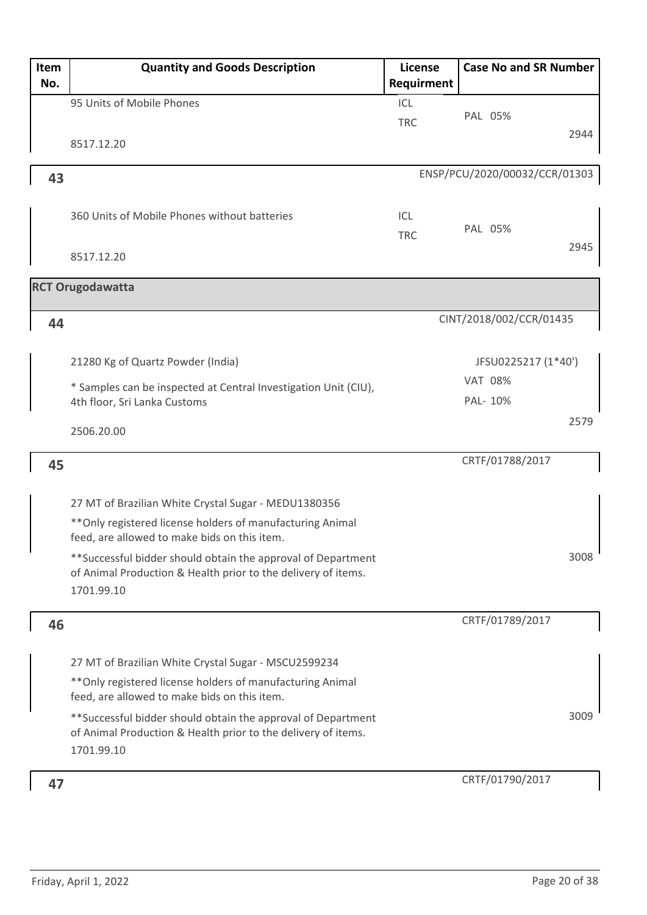| Item No. | Quantity and Goods Description | License Requirment | Case No and SR Number |
|---|---|---|---|
| | 95 Units of Mobile Phones<br>8517.12.20 | ICL<br>TRC | PAL 05%<br>2944 |
| 43 | | | ENSP/PCU/2020/00032/CCR/01303 |
| | 360 Units of Mobile Phones without batteries<br>8517.12.20 | ICL<br>TRC | PAL 05%<br>2945 |
| **RCT Orugodawatta** | | | |
| 44 | | | CINT/2018/002/CCR/01435 |
| | 21280 Kg of Quartz Powder (India)<br>* Samples can be inspected at Central Investigation Unit (CIU), 4th floor, Sri Lanka Customs<br>2506.20.00 | | JFSU0225217 (1*40')<br>VAT 08%<br>PAL- 10%<br>2579 |
| 45 | | | CRTF/01788/2017 |
| | 27 MT of Brazilian White Crystal Sugar - MEDU1380356<br>**Only registered license holders of manufacturing Animal feed, are allowed to make bids on this item.<br>**Successful bidder should obtain the approval of Department of Animal Production & Health prior to the delivery of items.<br>1701.99.10 | | 3008 |
| 46 | | | CRTF/01789/2017 |
| | 27 MT of Brazilian White Crystal Sugar - MSCU2599234<br>**Only registered license holders of manufacturing Animal feed, are allowed to make bids on this item.<br>**Successful bidder should obtain the approval of Department of Animal Production & Health prior to the delivery of items.<br>1701.99.10 | | 3009 |
| 47 | | | CRTF/01790/2017 |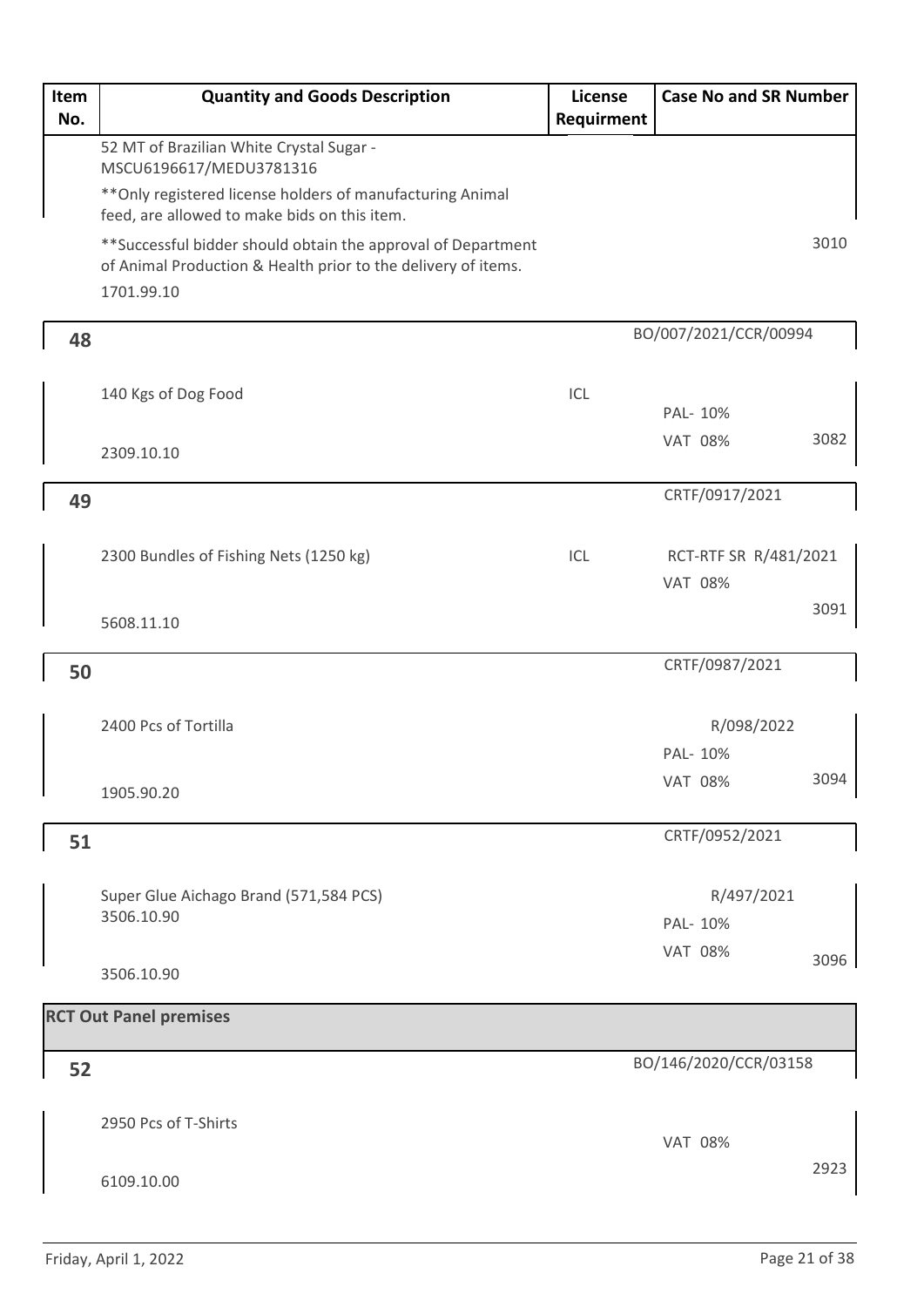| Item No. | Quantity and Goods Description | License Requirment | Case No and SR Number | |
|---|---|---|---|---|
| | 52 MT of Brazilian White Crystal Sugar - MSCU6196617/MEDU3781316<br>**Only registered license holders of manufacturing Animal feed, are allowed to make bids on this item.<br>**Successful bidder should obtain the approval of Department of Animal Production & Health prior to the delivery of items.<br>1701.99.10 | | | 3010 |
| 48 | | | BO/007/2021/CCR/00994 | |
| | 140 Kgs of Dog Food<br>2309.10.10 | ICL | PAL- 10%<br>VAT 08% | 3082 |
| 49 | | | CRTF/0917/2021 | |
| | 2300 Bundles of Fishing Nets (1250 kg)<br>5608.11.10 | ICL | RCT-RTF SR R/481/2021<br>VAT 08% | 3091 |
| 50 | | | CRTF/0987/2021 | |
| | 2400 Pcs of Tortilla<br>1905.90.20 | | R/098/2022<br>PAL- 10%<br>VAT 08% | 3094 |
| 51 | | | CRTF/0952/2021 | |
| | Super Glue Aichago Brand (571,584 PCS)<br>3506.10.90<br>3506.10.90 | | R/497/2021<br>PAL- 10%<br>VAT 08% | 3096 |
| **RCT Out Panel premises** | | | | |
| 52 | | | BO/146/2020/CCR/03158 | |
| | 2950 Pcs of T-Shirts<br>6109.10.00 | | VAT 08% | 2923 |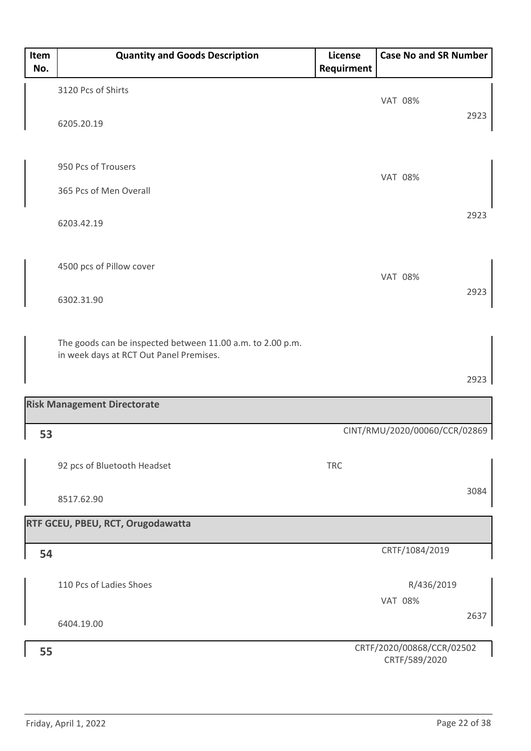| Item No. | Quantity and Goods Description | License Requirment | Case No and SR Number |
|---|---|---|---|
| | 3120 Pcs of Shirts<br>6205.20.19 | | VAT 08%<br>2923 |
| | 950 Pcs of Trousers<br>365 Pcs of Men Overall<br>6203.42.19 | | VAT 08%<br>2923 |
| | 4500 pcs of Pillow cover<br>6302.31.90 | | VAT 08%<br>2923 |
| | The goods can be inspected between 11.00 a.m. to 2.00 p.m. in week days at RCT Out Panel Premises. | | 2923 |
| **Risk Management Directorate** | | | |
| **53** | | | CINT/RMU/2020/00060/CCR/02869 |
| | 92 pcs of Bluetooth Headset<br>8517.62.90 | TRC | 3084 |
| **RTF GCEU, PBEU, RCT, Orugodawatta** | | | |
| **54** | | | CRTF/1084/2019 |
| | 110 Pcs of Ladies Shoes<br>6404.19.00 | | R/436/2019<br>VAT 08%<br>2637 |
| **55** | | | CRTF/2020/00868/CCR/02502<br>CRTF/589/2020 |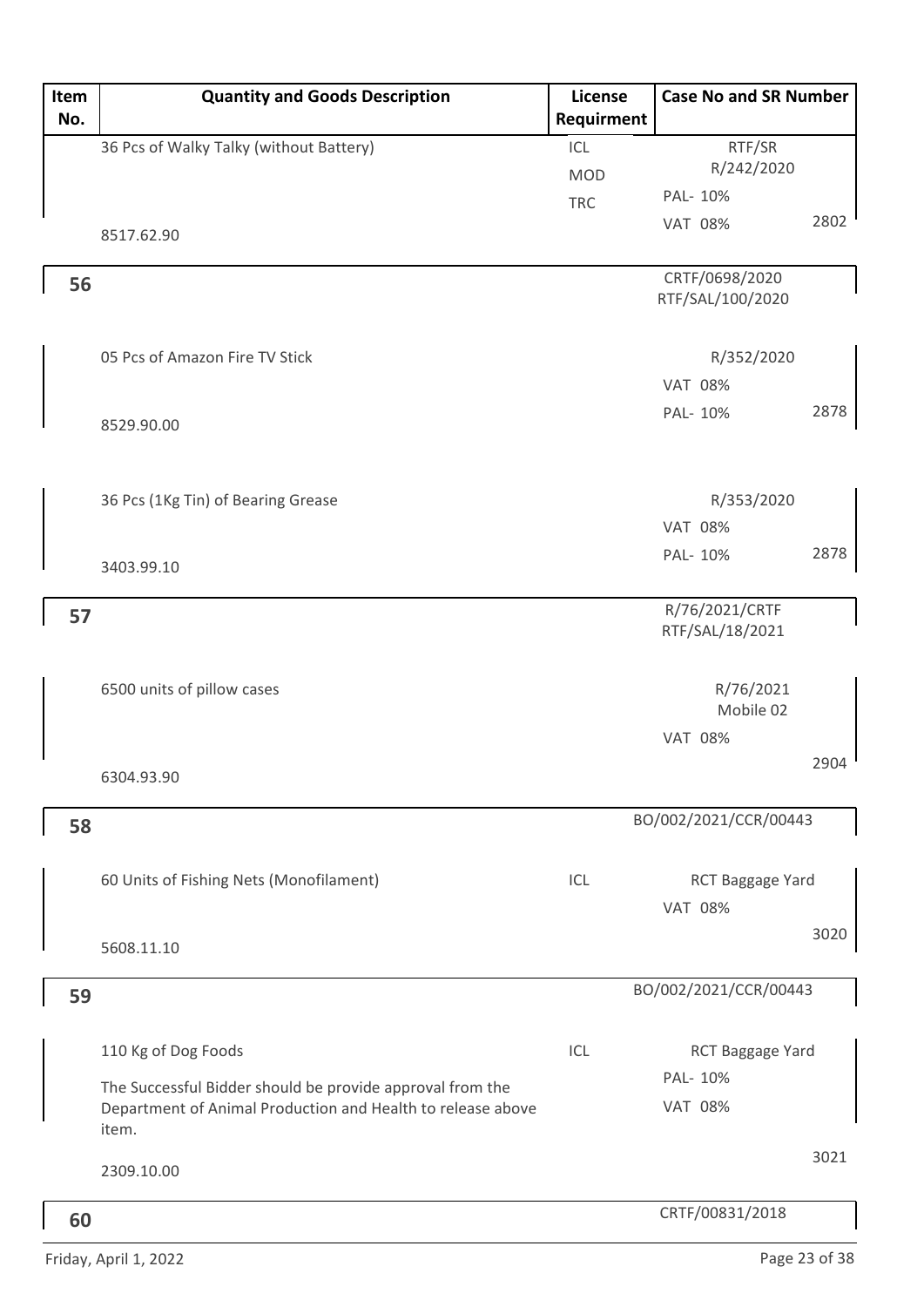| Item No. | Quantity and Goods Description | License Requirment | Case No and SR Number |
|---|---|---|---|
| | 36 Pcs of Walky Talky (without Battery)<br><br>8517.62.90 | ICL<br>MOD<br>TRC | RTF/SR<br>R/242/2020<br>PAL- 10%<br>VAT 08%<br>2802 |
| 56 | | | CRTF/0698/2020<br>RTF/SAL/100/2020 |
| | 05 Pcs of Amazon Fire TV Stick<br><br>8529.90.00 | | R/352/2020<br>VAT 08%<br>PAL- 10%<br>2878 |
| | 36 Pcs (1Kg Tin) of Bearing Grease<br><br>3403.99.10 | | R/353/2020<br>VAT 08%<br>PAL- 10%<br>2878 |
| 57 | | | R/76/2021/CRTF<br>RTF/SAL/18/2021 |
| | 6500 units of pillow cases<br><br>6304.93.90 | | R/76/2021<br>Mobile 02<br>VAT 08%<br>2904 |
| 58 | | | BO/002/2021/CCR/00443 |
| | 60 Units of Fishing Nets (Monofilament)<br><br>5608.11.10 | ICL | RCT Baggage Yard<br>VAT 08%<br>3020 |
| 59 | | | BO/002/2021/CCR/00443 |
| | 110 Kg of Dog Foods<br>The Successful Bidder should be provide approval from the Department of Animal Production and Health to release above item.<br><br>2309.10.00 | ICL | RCT Baggage Yard<br>PAL- 10%<br>VAT 08%<br>3021 |
| 60 | | | CRTF/00831/2018 |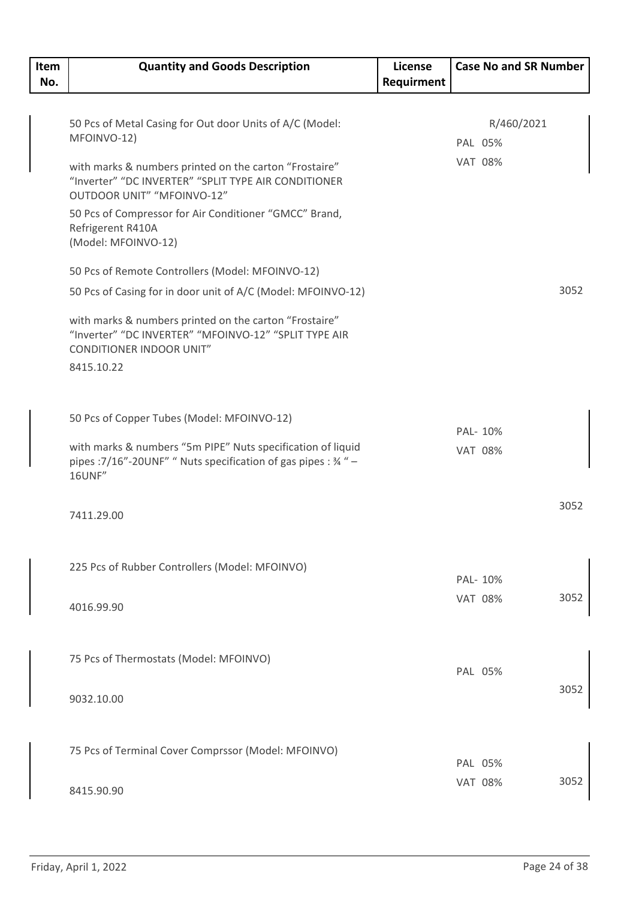| Item No. | Quantity and Goods Description | License Requirment | Case No and SR Number |
|---|---|---|---|
| | 50 Pcs of Metal Casing for Out door Units of A/C (Model: MFOINVO-12)<br><br>with marks & numbers printed on the carton “Frostaire” “Inverter” “DC INVERTER” “SPLIT TYPE AIR CONDITIONER OUTDOOR UNIT” “MFOINVO-12”<br><br>50 Pcs of Compressor for Air Conditioner “GMCC” Brand, Refrigerent R410A (Model: MFOINVO-12)<br><br>50 Pcs of Remote Controllers (Model: MFOINVO-12)<br><br>50 Pcs of Casing for in door unit of A/C (Model: MFOINVO-12)<br><br>with marks & numbers printed on the carton “Frostaire” “Inverter” “DC INVERTER” “MFOINVO-12” “SPLIT TYPE AIR CONDITIONER INDOOR UNIT”<br><br>8415.10.22 | | R/460/2021<br>PAL 05%<br>VAT 08%<br><br>3052 |
| | 50 Pcs of Copper Tubes (Model: MFOINVO-12)<br><br>with marks & numbers “5m PIPE” Nuts specification of liquid pipes :7/16”-20UNF” “ Nuts specification of gas pipes : ¾ “ – 16UNF”<br><br>7411.29.00 | | PAL- 10%<br>VAT 08%<br><br>3052 |
| | 225 Pcs of Rubber Controllers (Model: MFOINVO)<br><br>4016.99.90 | | PAL- 10%<br>VAT 08%<br><br>3052 |
| | 75 Pcs of Thermostats (Model: MFOINVO)<br><br>9032.10.00 | | PAL 05%<br><br>3052 |
| | 75 Pcs of Terminal Cover Comprssor (Model: MFOINVO)<br><br>8415.90.90 | | PAL 05%<br>VAT 08%<br><br>3052 |

Friday, April 1, 2022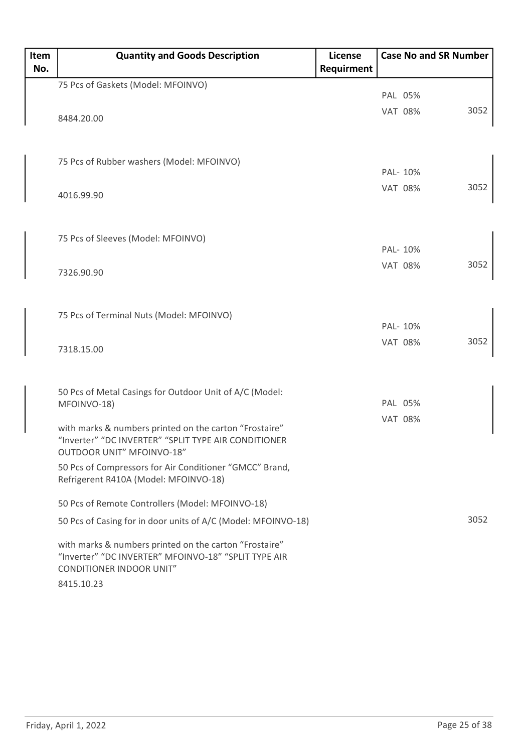| Item No. | Quantity and Goods Description | License Requirment | Case No and SR Number |
|---|---|---|---|
| | 75 Pcs of Gaskets (Model: MFOINVO)<br><br>8484.20.00 | | PAL 05%<br>VAT 08% 3052 |
| | 75 Pcs of Rubber washers (Model: MFOINVO)<br><br>4016.99.90 | | PAL- 10%<br>VAT 08% 3052 |
| | 75 Pcs of Sleeves (Model: MFOINVO)<br><br>7326.90.90 | | PAL- 10%<br>VAT 08% 3052 |
| | 75 Pcs of Terminal Nuts (Model: MFOINVO)<br><br>7318.15.00 | | PAL- 10%<br>VAT 08% 3052 |
| | 50 Pcs of Metal Casings for Outdoor Unit of A/C (Model: MFOINVO-18)<br>with marks & numbers printed on the carton "Frostaire" "Inverter" "DC INVERTER" "SPLIT TYPE AIR CONDITIONER OUTDOOR UNIT" MFOINVO-18"<br>50 Pcs of Compressors for Air Conditioner "GMCC" Brand, Refrigerent R410A (Model: MFOINVO-18)<br>50 Pcs of Remote Controllers (Model: MFOINVO-18)<br>50 Pcs of Casing for in door units of A/C (Model: MFOINVO-18)<br>with marks & numbers printed on the carton "Frostaire" "Inverter" "DC INVERTER" MFOINVO-18" "SPLIT TYPE AIR CONDITIONER INDOOR UNIT"<br>8415.10.23 | | PAL 05%<br>VAT 08%<br>3052 |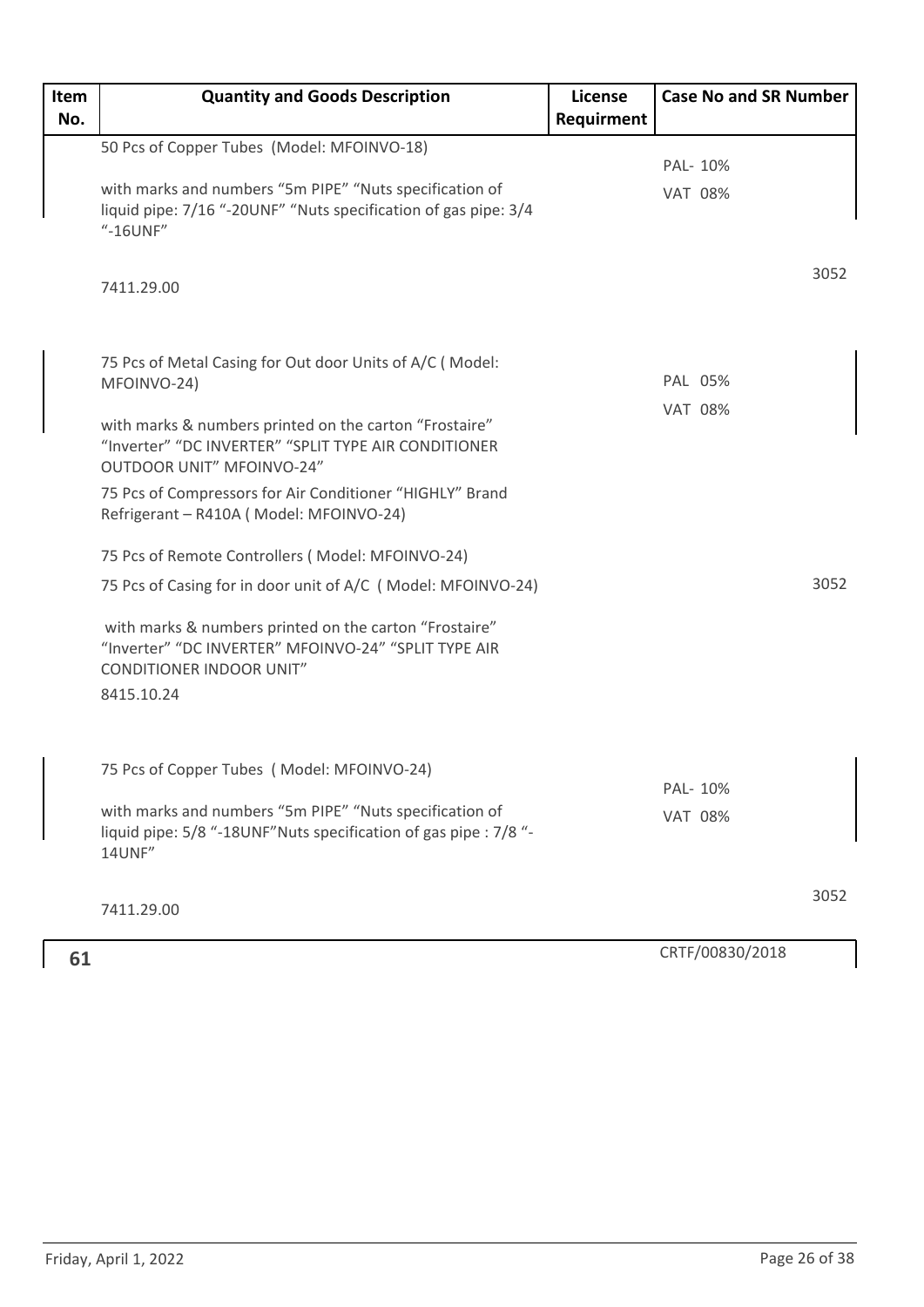| Item No. | Quantity and Goods Description | License Requirment | Case No and SR Number |
|---|---|---|---|
| | 50 Pcs of Copper Tubes (Model: MFOINVO-18)<br><br>with marks and numbers "5m PIPE" "Nuts specification of liquid pipe: 7/16 "-20UNF" "Nuts specification of gas pipe: 3/4 "-16UNF"<br><br>7411.29.00 | | PAL- 10%<br>VAT 08%<br><br>3052 |
| | 75 Pcs of Metal Casing for Out door Units of A/C ( Model: MFOINVO-24)<br><br>with marks & numbers printed on the carton "Frostaire" "Inverter" "DC INVERTER" "SPLIT TYPE AIR CONDITIONER OUTDOOR UNIT" MFOINVO-24"<br><br>75 Pcs of Compressors for Air Conditioner "HIGHLY" Brand Refrigerant – R410A ( Model: MFOINVO-24)<br><br>75 Pcs of Remote Controllers ( Model: MFOINVO-24)<br><br>75 Pcs of Casing for in door unit of A/C ( Model: MFOINVO-24)<br><br>with marks & numbers printed on the carton "Frostaire" "Inverter" "DC INVERTER" MFOINVO-24" "SPLIT TYPE AIR CONDITIONER INDOOR UNIT"<br><br>8415.10.24 | | PAL 05%<br>VAT 08%<br><br>3052 |
| | 75 Pcs of Copper Tubes ( Model: MFOINVO-24)<br><br>with marks and numbers "5m PIPE" "Nuts specification of liquid pipe: 5/8 "-18UNF"Nuts specification of gas pipe : 7/8 "-14UNF"<br><br>7411.29.00 | | PAL- 10%<br>VAT 08%<br><br>3052 |
| 61 | | | CRTF/00830/2018 |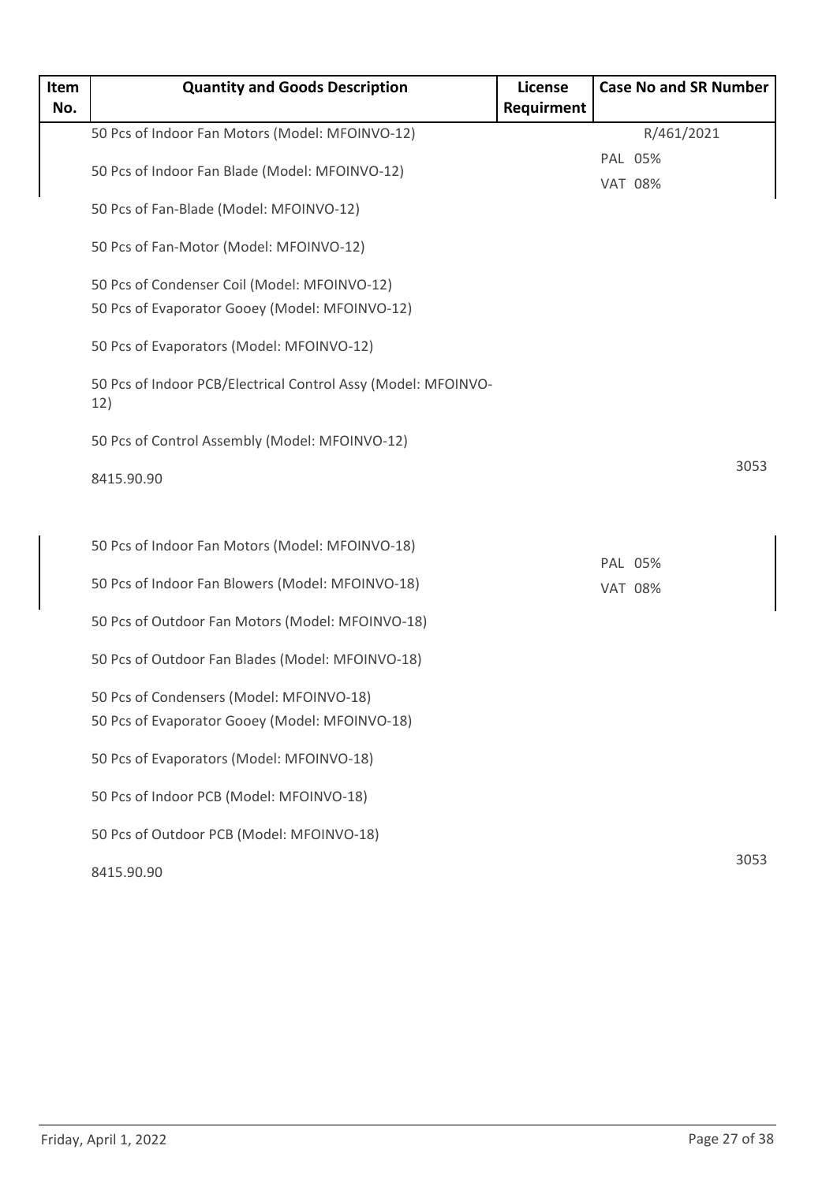| Item No. | Quantity and Goods Description | License Requirment | Case No and SR Number |
|---|---|---|---|
| | 50 Pcs of Indoor Fan Motors (Model: MFOINVO-12)<br>50 Pcs of Indoor Fan Blade (Model: MFOINVO-12)<br>50 Pcs of Fan-Blade (Model: MFOINVO-12)<br>50 Pcs of Fan-Motor (Model: MFOINVO-12)<br>50 Pcs of Condenser Coil (Model: MFOINVO-12)<br>50 Pcs of Evaporator Gooey (Model: MFOINVO-12)<br>50 Pcs of Evaporators (Model: MFOINVO-12)<br>50 Pcs of Indoor PCB/Electrical Control Assy (Model: MFOINVO-12)<br>50 Pcs of Control Assembly (Model: MFOINVO-12)<br>8415.90.90 | | R/461/2021<br>PAL 05%<br>VAT 08%<br>3053 |
| | 50 Pcs of Indoor Fan Motors (Model: MFOINVO-18)<br>50 Pcs of Indoor Fan Blowers (Model: MFOINVO-18)<br>50 Pcs of Outdoor Fan Motors (Model: MFOINVO-18)<br>50 Pcs of Outdoor Fan Blades (Model: MFOINVO-18)<br>50 Pcs of Condensers (Model: MFOINVO-18)<br>50 Pcs of Evaporator Gooey (Model: MFOINVO-18)<br>50 Pcs of Evaporators (Model: MFOINVO-18)<br>50 Pcs of Indoor PCB (Model: MFOINVO-18)<br>50 Pcs of Outdoor PCB (Model: MFOINVO-18)<br>8415.90.90 | | PAL 05%<br>VAT 08%<br>3053 |

Friday, April 1, 2022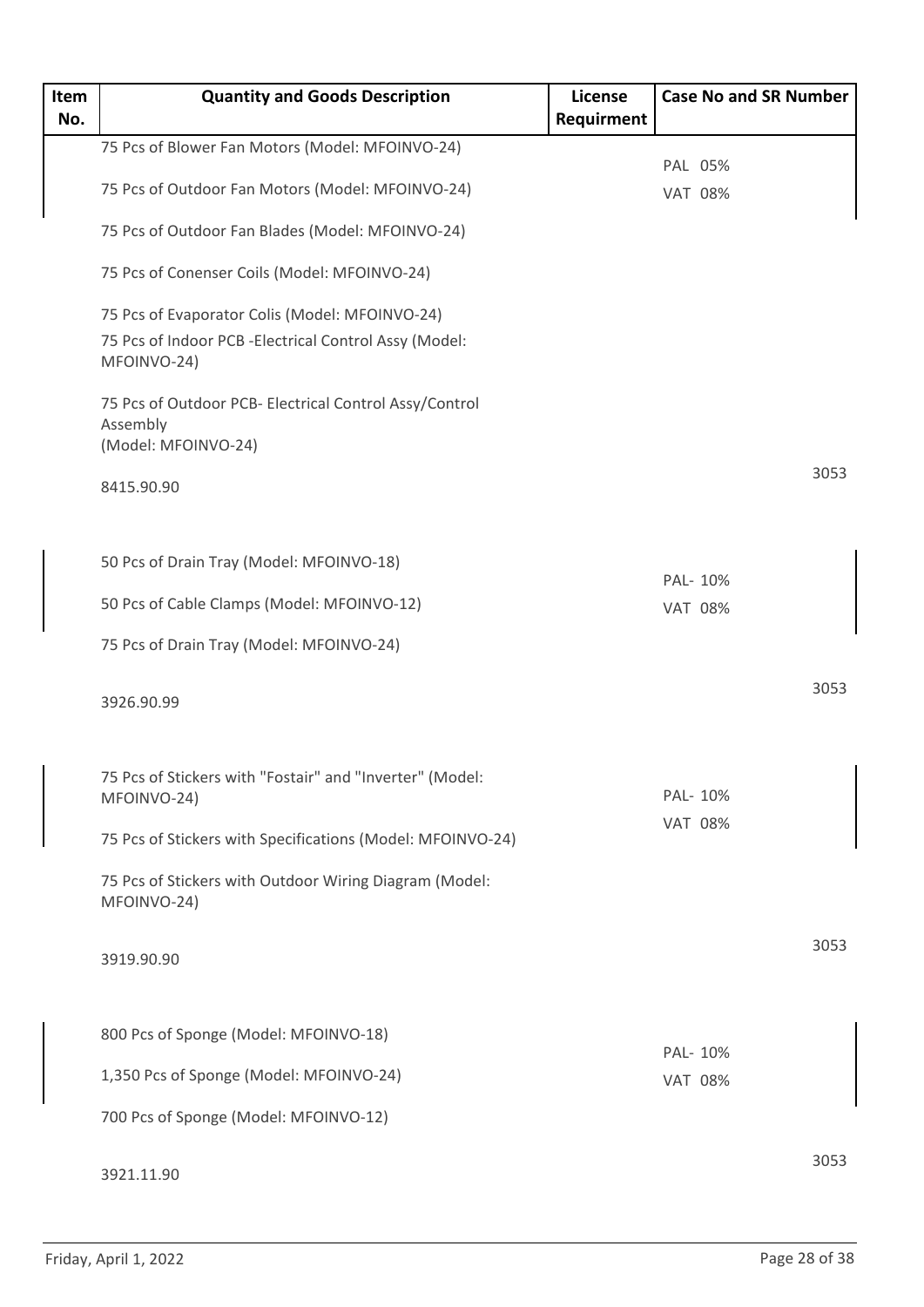| Item No. | Quantity and Goods Description | License Requirment | Case No and SR Number |
|---|---|---|---|
| | 75 Pcs of Blower Fan Motors (Model: MFOINVO-24)<br><br>75 Pcs of Outdoor Fan Motors (Model: MFOINVO-24)<br><br>75 Pcs of Outdoor Fan Blades (Model: MFOINVO-24)<br><br>75 Pcs of Conenser Coils (Model: MFOINVO-24)<br><br>75 Pcs of Evaporator Colis (Model: MFOINVO-24)<br><br>75 Pcs of Indoor PCB -Electrical Control Assy (Model: MFOINVO-24)<br><br>75 Pcs of Outdoor PCB- Electrical Control Assy/Control Assembly (Model: MFOINVO-24)<br><br>8415.90.90 | | PAL 05%<br>VAT 08%<br><br>3053 |
| | 50 Pcs of Drain Tray (Model: MFOINVO-18)<br><br>50 Pcs of Cable Clamps (Model: MFOINVO-12)<br><br>75 Pcs of Drain Tray (Model: MFOINVO-24)<br><br>3926.90.99 | | PAL- 10%<br>VAT 08%<br><br>3053 |
| | 75 Pcs of Stickers with "Fostair" and "Inverter" (Model: MFOINVO-24)<br><br>75 Pcs of Stickers with Specifications (Model: MFOINVO-24)<br><br>75 Pcs of Stickers with Outdoor Wiring Diagram (Model: MFOINVO-24)<br><br>3919.90.90 | | PAL- 10%<br>VAT 08%<br><br>3053 |
| | 800 Pcs of Sponge (Model: MFOINVO-18)<br><br>1,350 Pcs of Sponge (Model: MFOINVO-24)<br><br>700 Pcs of Sponge (Model: MFOINVO-12)<br><br>3921.11.90 | | PAL- 10%<br>VAT 08%<br><br>3053 |

Friday, April 1, 2022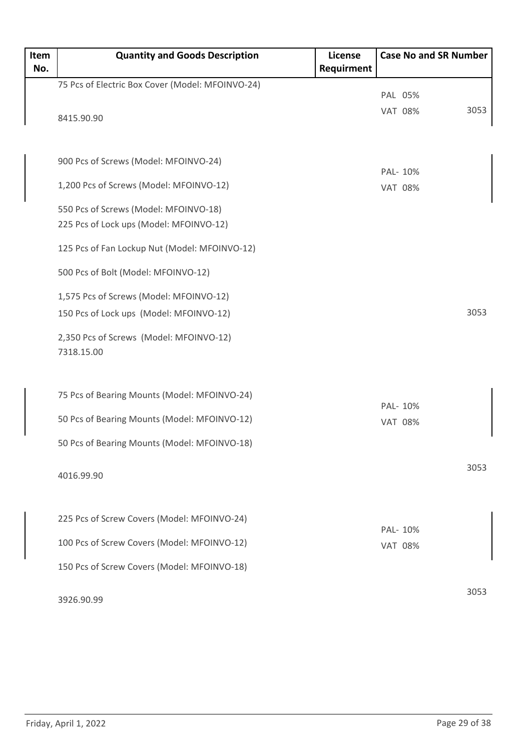| Item No. | Quantity and Goods Description | License Requirment | Case No and SR Number |
|---|---|---|---|
| | 75 Pcs of Electric Box Cover (Model: MFOINVO-24)<br>8415.90.90 | | PAL 05%<br>VAT 08%<br>3053 |
| | 900 Pcs of Screws (Model: MFOINVO-24)<br>1,200 Pcs of Screws (Model: MFOINVO-12)<br>550 Pcs of Screws (Model: MFOINVO-18)<br>225 Pcs of Lock ups (Model: MFOINVO-12)<br>125 Pcs of Fan Lockup Nut (Model: MFOINVO-12)<br>500 Pcs of Bolt (Model: MFOINVO-12)<br>1,575 Pcs of Screws (Model: MFOINVO-12)<br>150 Pcs of Lock ups (Model: MFOINVO-12)<br>2,350 Pcs of Screws (Model: MFOINVO-12)<br>7318.15.00 | | PAL- 10%<br>VAT 08%<br>3053 |
| | 75 Pcs of Bearing Mounts (Model: MFOINVO-24)<br>50 Pcs of Bearing Mounts (Model: MFOINVO-12)<br>50 Pcs of Bearing Mounts (Model: MFOINVO-18)<br>4016.99.90 | | PAL- 10%<br>VAT 08%<br>3053 |
| | 225 Pcs of Screw Covers (Model: MFOINVO-24)<br>100 Pcs of Screw Covers (Model: MFOINVO-12)<br>150 Pcs of Screw Covers (Model: MFOINVO-18)<br>3926.90.99 | | PAL- 10%<br>VAT 08%<br>3053 |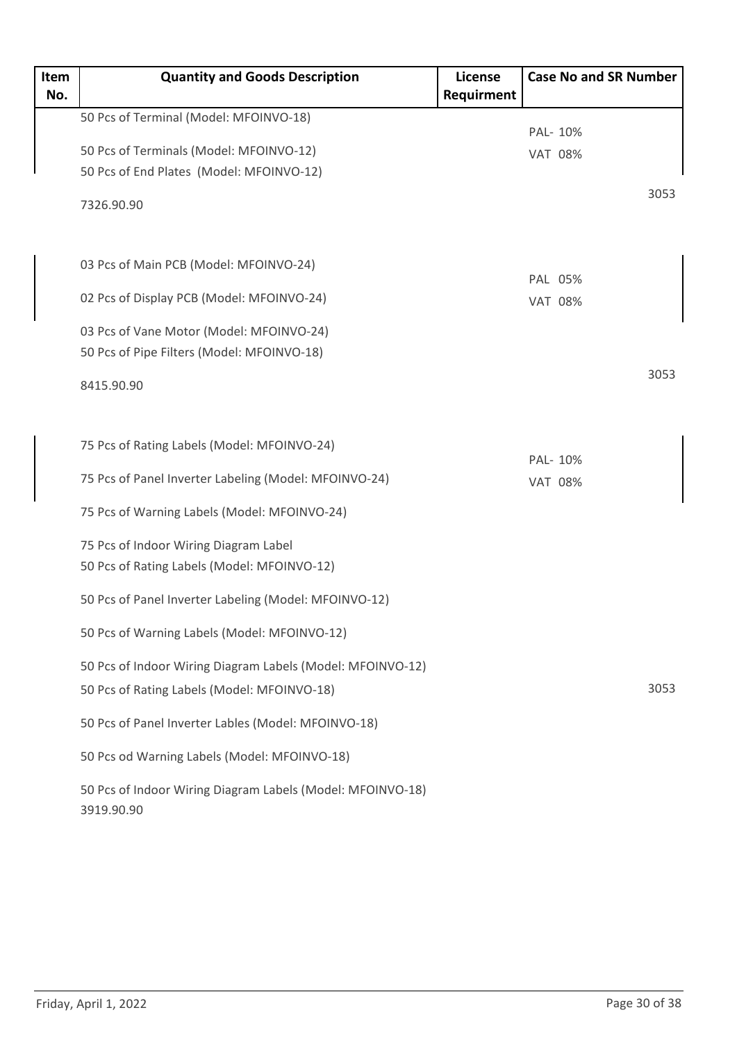| Item No. | Quantity and Goods Description | License Requirment | Case No and SR Number |
| --- | --- | --- | --- |
| | 50 Pcs of Terminal (Model: MFOINVO-18)<br>50 Pcs of Terminals (Model: MFOINVO-12)<br>50 Pcs of End Plates (Model: MFOINVO-12)<br>7326.90.90 | | PAL- 10%<br>VAT 08%<br>3053 |
| | 03 Pcs of Main PCB (Model: MFOINVO-24)<br>02 Pcs of Display PCB (Model: MFOINVO-24)<br>03 Pcs of Vane Motor (Model: MFOINVO-24)<br>50 Pcs of Pipe Filters (Model: MFOINVO-18)<br>8415.90.90 | | PAL 05%<br>VAT 08%<br>3053 |
| | 75 Pcs of Rating Labels (Model: MFOINVO-24)<br>75 Pcs of Panel Inverter Labeling (Model: MFOINVO-24)<br>75 Pcs of Warning Labels (Model: MFOINVO-24)<br>75 Pcs of Indoor Wiring Diagram Label<br>50 Pcs of Rating Labels (Model: MFOINVO-12)<br>50 Pcs of Panel Inverter Labeling (Model: MFOINVO-12)<br>50 Pcs of Warning Labels (Model: MFOINVO-12)<br>50 Pcs of Indoor Wiring Diagram Labels (Model: MFOINVO-12)<br>50 Pcs of Rating Labels (Model: MFOINVO-18)<br>50 Pcs of Panel Inverter Lables (Model: MFOINVO-18)<br>50 Pcs od Warning Labels (Model: MFOINVO-18)<br>50 Pcs of Indoor Wiring Diagram Labels (Model: MFOINVO-18)<br>3919.90.90 | | PAL- 10%<br>VAT 08%<br>3053 |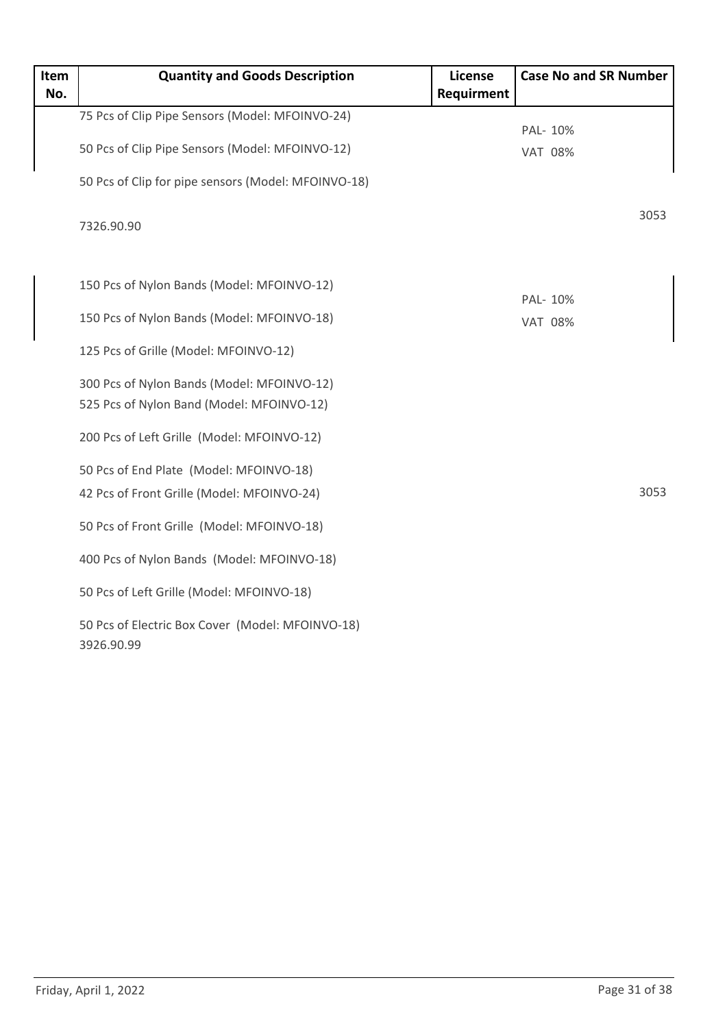| Item No. | Quantity and Goods Description | License Requirment | Case No and SR Number |
|---|---|---|---|
| | 75 Pcs of Clip Pipe Sensors (Model: MFOINVO-24)<br>50 Pcs of Clip Pipe Sensors (Model: MFOINVO-12)<br>50 Pcs of Clip for pipe sensors (Model: MFOINVO-18)<br>7326.90.90 | | PAL- 10%<br>VAT 08%<br>3053 |
| | 150 Pcs of Nylon Bands (Model: MFOINVO-12)<br>150 Pcs of Nylon Bands (Model: MFOINVO-18)<br>125 Pcs of Grille (Model: MFOINVO-12)<br>300 Pcs of Nylon Bands (Model: MFOINVO-12)<br>525 Pcs of Nylon Band (Model: MFOINVO-12)<br>200 Pcs of Left Grille (Model: MFOINVO-12)<br>50 Pcs of End Plate (Model: MFOINVO-18)<br>42 Pcs of Front Grille (Model: MFOINVO-24)<br>50 Pcs of Front Grille (Model: MFOINVO-18)<br>400 Pcs of Nylon Bands (Model: MFOINVO-18)<br>50 Pcs of Left Grille (Model: MFOINVO-18)<br>50 Pcs of Electric Box Cover (Model: MFOINVO-18)<br>3926.90.99 | | PAL- 10%<br>VAT 08%<br>3053 |

Friday, April 1, 2022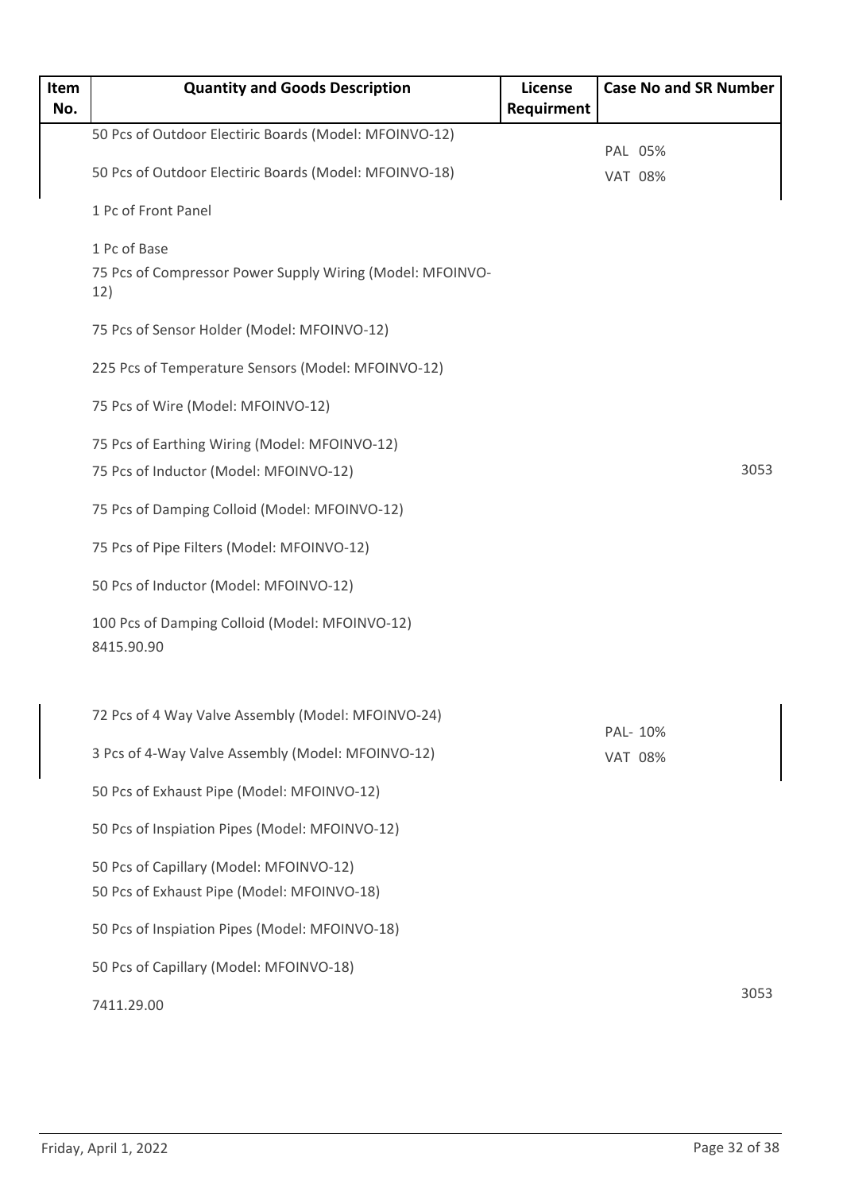| Item No. | Quantity and Goods Description | License Requirment | Case No and SR Number |
|---|---|---|---|
| | 50 Pcs of Outdoor Electiric Boards (Model: MFOINVO-12)<br><br>50 Pcs of Outdoor Electiric Boards (Model: MFOINVO-18)<br><br>1 Pc of Front Panel<br><br>1 Pc of Base<br><br>75 Pcs of Compressor Power Supply Wiring (Model: MFOINVO-12)<br><br>75 Pcs of Sensor Holder (Model: MFOINVO-12)<br><br>225 Pcs of Temperature Sensors (Model: MFOINVO-12)<br><br>75 Pcs of Wire (Model: MFOINVO-12)<br><br>75 Pcs of Earthing Wiring (Model: MFOINVO-12)<br><br>75 Pcs of Inductor (Model: MFOINVO-12)<br><br>75 Pcs of Damping Colloid (Model: MFOINVO-12)<br><br>75 Pcs of Pipe Filters (Model: MFOINVO-12)<br><br>50 Pcs of Inductor (Model: MFOINVO-12)<br><br>100 Pcs of Damping Colloid (Model: MFOINVO-12)<br><br>8415.90.90 | | PAL 05%<br>VAT 08%<br><br>3053 |
| | 72 Pcs of 4 Way Valve Assembly (Model: MFOINVO-24)<br><br>3 Pcs of 4-Way Valve Assembly (Model: MFOINVO-12)<br><br>50 Pcs of Exhaust Pipe (Model: MFOINVO-12)<br><br>50 Pcs of Inspiation Pipes (Model: MFOINVO-12)<br><br>50 Pcs of Capillary (Model: MFOINVO-12)<br><br>50 Pcs of Exhaust Pipe (Model: MFOINVO-18)<br><br>50 Pcs of Inspiation Pipes (Model: MFOINVO-18)<br><br>50 Pcs of Capillary (Model: MFOINVO-18)<br><br>7411.29.00 | | PAL- 10%<br>VAT 08%<br><br>3053 |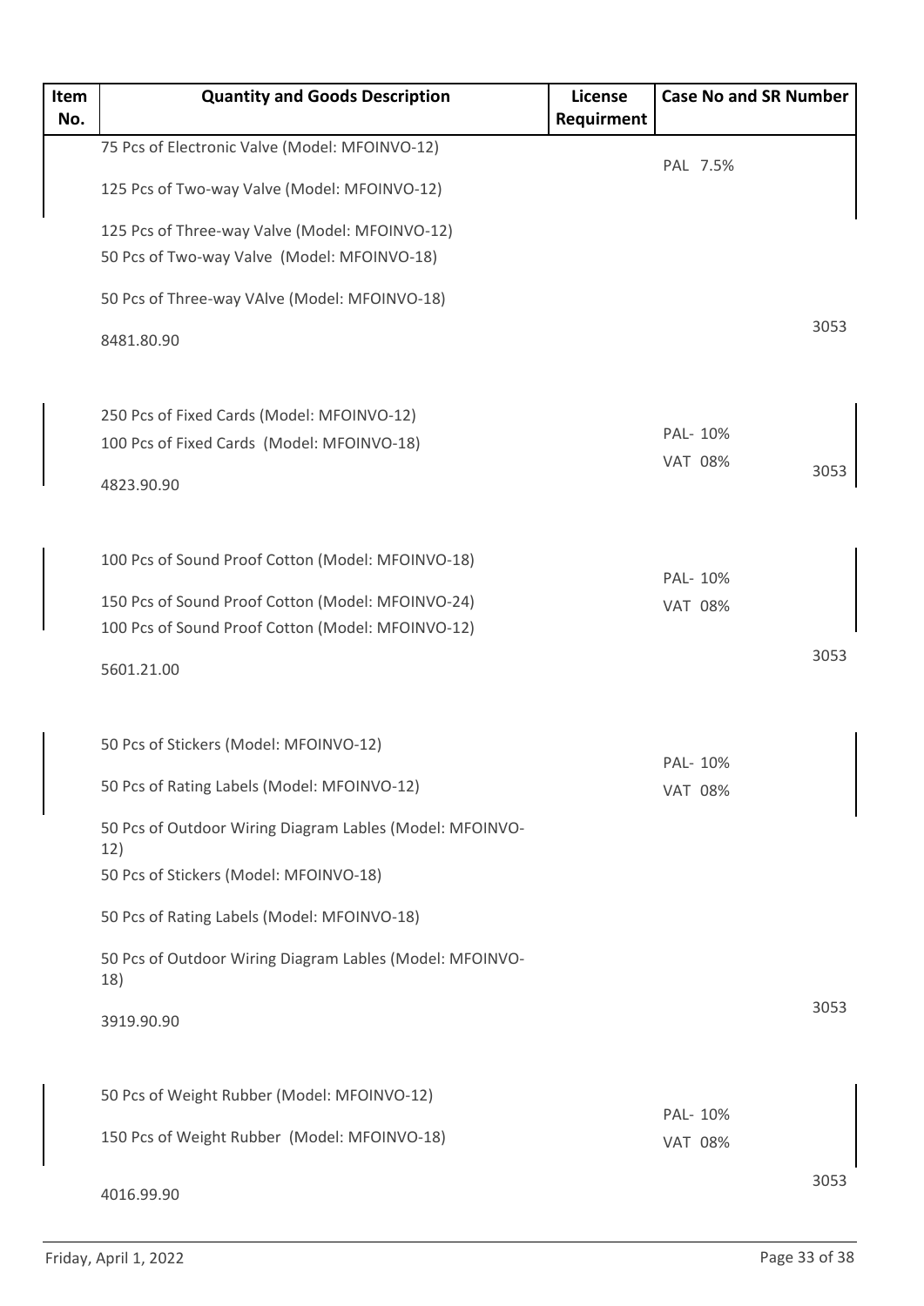| Item No. | Quantity and Goods Description | License Requirment | Case No and SR Number |
|---|---|---|---|
| | 75 Pcs of Electronic Valve (Model: MFOINVO-12)<br>125 Pcs of Two-way Valve (Model: MFOINVO-12)<br>125 Pcs of Three-way Valve (Model: MFOINVO-12)<br>50 Pcs of Two-way Valve (Model: MFOINVO-18)<br>50 Pcs of Three-way VAlve (Model: MFOINVO-18)<br>8481.80.90 | | PAL 7.5%<br>3053 |
| | 250 Pcs of Fixed Cards (Model: MFOINVO-12)<br>100 Pcs of Fixed Cards (Model: MFOINVO-18)<br>4823.90.90 | | PAL- 10%<br>VAT 08%<br>3053 |
| | 100 Pcs of Sound Proof Cotton (Model: MFOINVO-18)<br>150 Pcs of Sound Proof Cotton (Model: MFOINVO-24)<br>100 Pcs of Sound Proof Cotton (Model: MFOINVO-12)<br>5601.21.00 | | PAL- 10%<br>VAT 08%<br>3053 |
| | 50 Pcs of Stickers (Model: MFOINVO-12)<br>50 Pcs of Rating Labels (Model: MFOINVO-12)<br>50 Pcs of Outdoor Wiring Diagram Lables (Model: MFOINVO-12)<br>50 Pcs of Stickers (Model: MFOINVO-18)<br>50 Pcs of Rating Labels (Model: MFOINVO-18)<br>50 Pcs of Outdoor Wiring Diagram Lables (Model: MFOINVO-18)<br>3919.90.90 | | PAL- 10%<br>VAT 08%<br>3053 |
| | 50 Pcs of Weight Rubber (Model: MFOINVO-12)<br>150 Pcs of Weight Rubber (Model: MFOINVO-18)<br>4016.99.90 | | PAL- 10%<br>VAT 08%<br>3053 |

Friday, April 1, 2022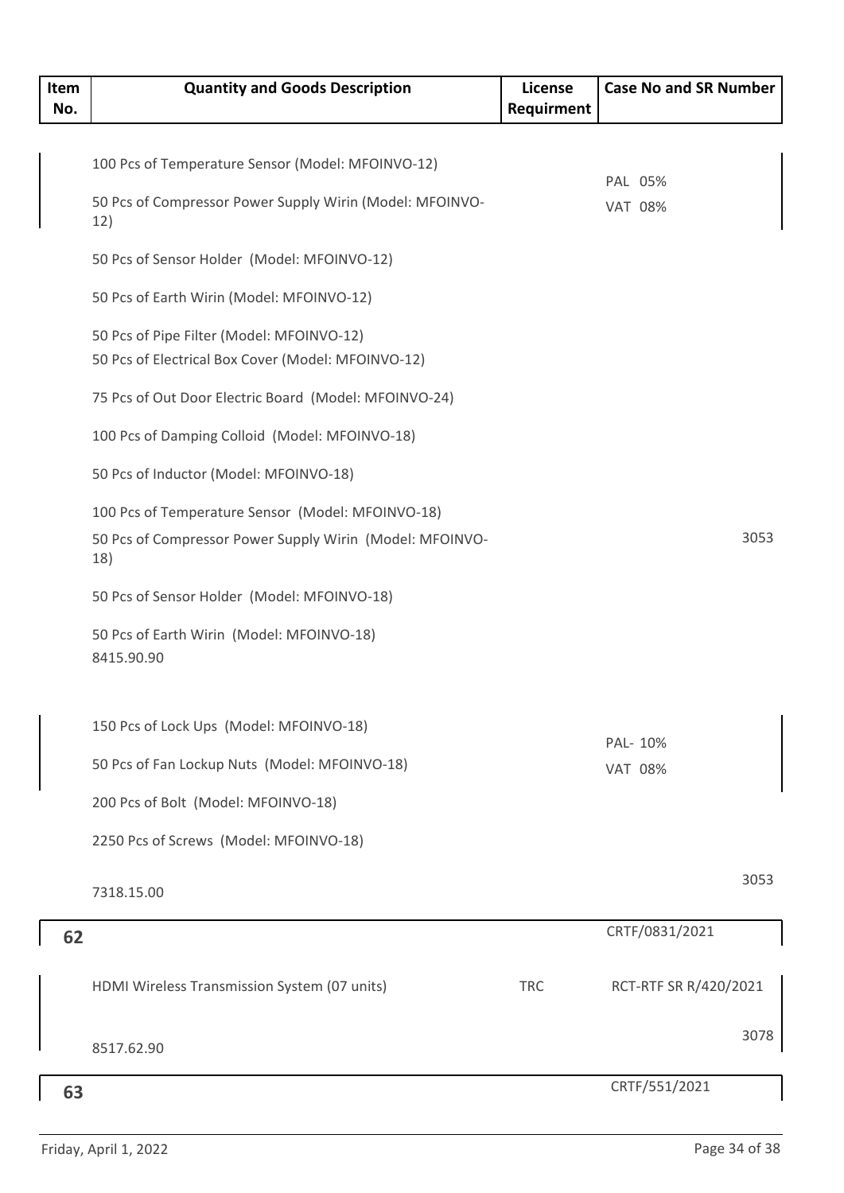| Item No. | Quantity and Goods Description | License Requirment | Case No and SR Number |
|---|---|---|---|
| | 100 Pcs of Temperature Sensor (Model: MFOINVO-12)<br>50 Pcs of Compressor Power Supply Wirin (Model: MFOINVO-12)<br>50 Pcs of Sensor Holder (Model: MFOINVO-12)<br>50 Pcs of Earth Wirin (Model: MFOINVO-12)<br>50 Pcs of Pipe Filter (Model: MFOINVO-12)<br>50 Pcs of Electrical Box Cover (Model: MFOINVO-12)<br>75 Pcs of Out Door Electric Board (Model: MFOINVO-24)<br>100 Pcs of Damping Colloid (Model: MFOINVO-18)<br>50 Pcs of Inductor (Model: MFOINVO-18)<br>100 Pcs of Temperature Sensor (Model: MFOINVO-18)<br>50 Pcs of Compressor Power Supply Wirin (Model: MFOINVO-18)<br>50 Pcs of Sensor Holder (Model: MFOINVO-18)<br>50 Pcs of Earth Wirin (Model: MFOINVO-18)<br>8415.90.90 | | PAL 05%<br>VAT 08%<br>3053 |
| | 150 Pcs of Lock Ups (Model: MFOINVO-18)<br>50 Pcs of Fan Lockup Nuts (Model: MFOINVO-18)<br>200 Pcs of Bolt (Model: MFOINVO-18)<br>2250 Pcs of Screws (Model: MFOINVO-18)<br>7318.15.00 | | PAL- 10%<br>VAT 08%<br>3053 |
| **62** | | | CRTF/0831/2021 |
| | HDMI Wireless Transmission System (07 units)<br>8517.62.90 | TRC | RCT-RTF SR R/420/2021<br>3078 |
| **63** | | | CRTF/551/2021 |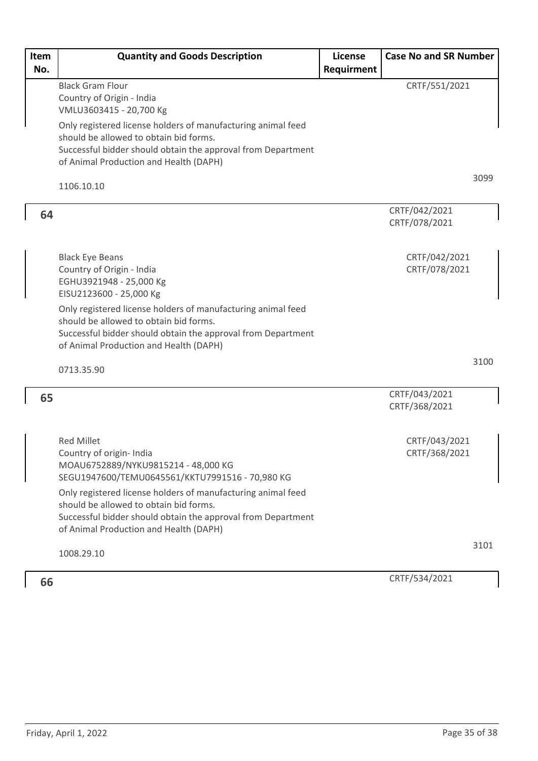| Item No. | Quantity and Goods Description | License Requirment | Case No and SR Number |
|---|---|---|---|
| | Black Gram Flour<br>Country of Origin - India<br>VMLU3603415 - 20,700 Kg<br>Only registered license holders of manufacturing animal feed should be allowed to obtain bid forms.<br>Successful bidder should obtain the approval from Department of Animal Production and Health (DAPH)<br>1106.10.10 | | CRTF/551/2021<br>3099 |
| 64 | | | CRTF/042/2021<br>CRTF/078/2021 |
| | Black Eye Beans<br>Country of Origin - India<br>EGHU3921948 - 25,000 Kg<br>EISU2123600 - 25,000 Kg<br>Only registered license holders of manufacturing animal feed should be allowed to obtain bid forms.<br>Successful bidder should obtain the approval from Department of Animal Production and Health (DAPH)<br>0713.35.90 | | CRTF/042/2021<br>CRTF/078/2021<br>3100 |
| 65 | | | CRTF/043/2021<br>CRTF/368/2021 |
| | Red Millet<br>Country of origin- India<br>MOAU6752889/NYKU9815214 - 48,000 KG<br>SEGU1947600/TEMU0645561/KKTU7991516 - 70,980 KG<br>Only registered license holders of manufacturing animal feed should be allowed to obtain bid forms.<br>Successful bidder should obtain the approval from Department of Animal Production and Health (DAPH)<br>1008.29.10 | | CRTF/043/2021<br>CRTF/368/2021<br>3101 |
| 66 | | | CRTF/534/2021 |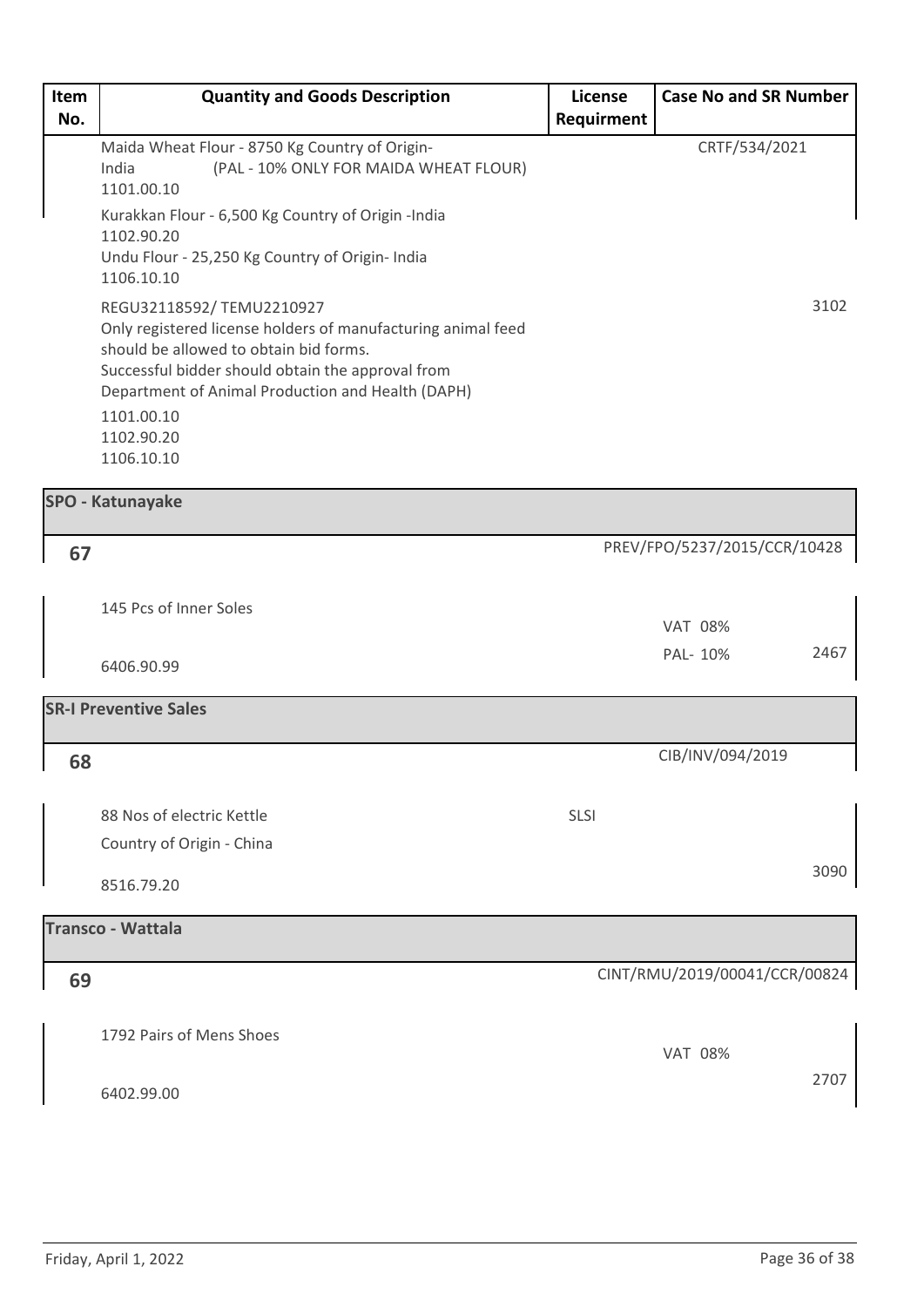| Item No. | Quantity and Goods Description | License Requirment | Case No and SR Number |
|---|---|---|---|
| | Maida Wheat Flour - 8750 Kg Country of Origin- India (PAL - 10% ONLY FOR MAIDA WHEAT FLOUR)<br>1101.00.10<br>Kurakkan Flour - 6,500 Kg Country of Origin -India<br>1102.90.20<br>Undu Flour - 25,250 Kg Country of Origin- India<br>1106.10.10<br>REGU32118592/ TEMU2210927<br>Only registered license holders of manufacturing animal feed should be allowed to obtain bid forms.<br>Successful bidder should obtain the approval from Department of Animal Production and Health (DAPH)<br>1101.00.10<br>1102.90.20<br>1106.10.10 | | CRTF/534/2021<br>3102 |
| **SPO - Katunayake** | | | |
| **67** | 145 Pcs of Inner Soles<br>6406.90.99 | | PREV/FPO/5237/2015/CCR/10428<br>VAT 08%<br>PAL- 10%<br>2467 |
| **SR-I Preventive Sales** | | | |
| **68** | 88 Nos of electric Kettle<br>Country of Origin - China<br>8516.79.20 | SLSI | CIB/INV/094/2019<br>3090 |
| **Transco - Wattala** | | | |
| **69** | 1792 Pairs of Mens Shoes<br>6402.99.00 | | CINT/RMU/2019/00041/CCR/00824<br>VAT 08%<br>2707 |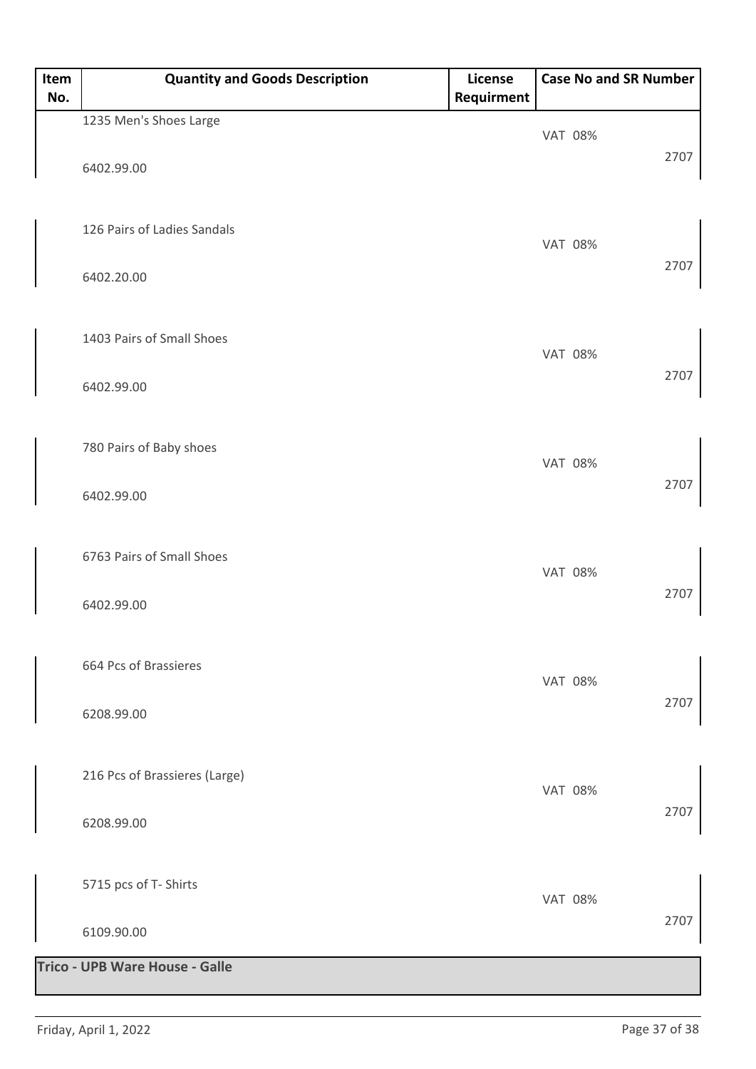| Item No. | Quantity and Goods Description | License Requirment | Case No and SR Number |
|---|---|---|---|
| | 1235 Men's Shoes Large<br><br>6402.99.00 | | VAT 08%<br><br>2707 |
| | 126 Pairs of Ladies Sandals<br><br>6402.20.00 | | VAT 08%<br><br>2707 |
| | 1403 Pairs of Small Shoes<br><br>6402.99.00 | | VAT 08%<br><br>2707 |
| | 780 Pairs of Baby shoes<br><br>6402.99.00 | | VAT 08%<br><br>2707 |
| | 6763 Pairs of Small Shoes<br><br>6402.99.00 | | VAT 08%<br><br>2707 |
| | 664 Pcs of Brassieres<br><br>6208.99.00 | | VAT 08%<br><br>2707 |
| | 216 Pcs of Brassieres (Large)<br><br>6208.99.00 | | VAT 08%<br><br>2707 |
| | 5715 pcs of T- Shirts<br><br>6109.90.00 | | VAT 08%<br><br>2707 |

**Trico - UPB Ware House - Galle**

Friday, April 1, 2022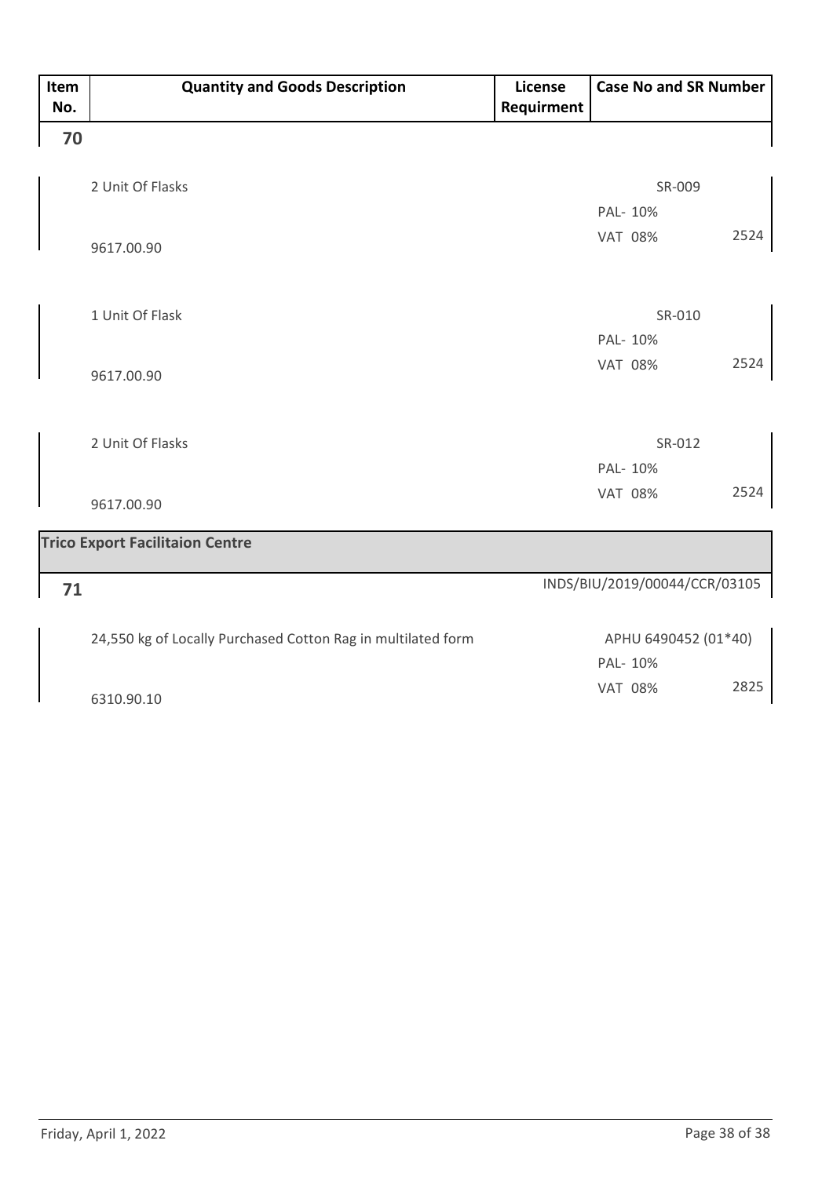| Item No. | Quantity and Goods Description | License Requirment | Case No and SR Number |
|---|---|---|---|
| 70 | | | |
| | 2 Unit Of Flasks<br>9617.00.90 | | SR-009<br>PAL- 10%<br>VAT 08% 2524 |
| | 1 Unit Of Flask<br>9617.00.90 | | SR-010<br>PAL- 10%<br>VAT 08% 2524 |
| | 2 Unit Of Flasks<br>9617.00.90 | | SR-012<br>PAL- 10%<br>VAT 08% 2524 |
| **Trico Export Facilitaion Centre** | | | |
| 71 | | | INDS/BIU/2019/00044/CCR/03105 |
| | 24,550 kg of Locally Purchased Cotton Rag in multilated form<br>6310.90.10 | | APHU 6490452 (01*40)<br>PAL- 10%<br>VAT 08% 2825 |

Friday, April 1, 2022